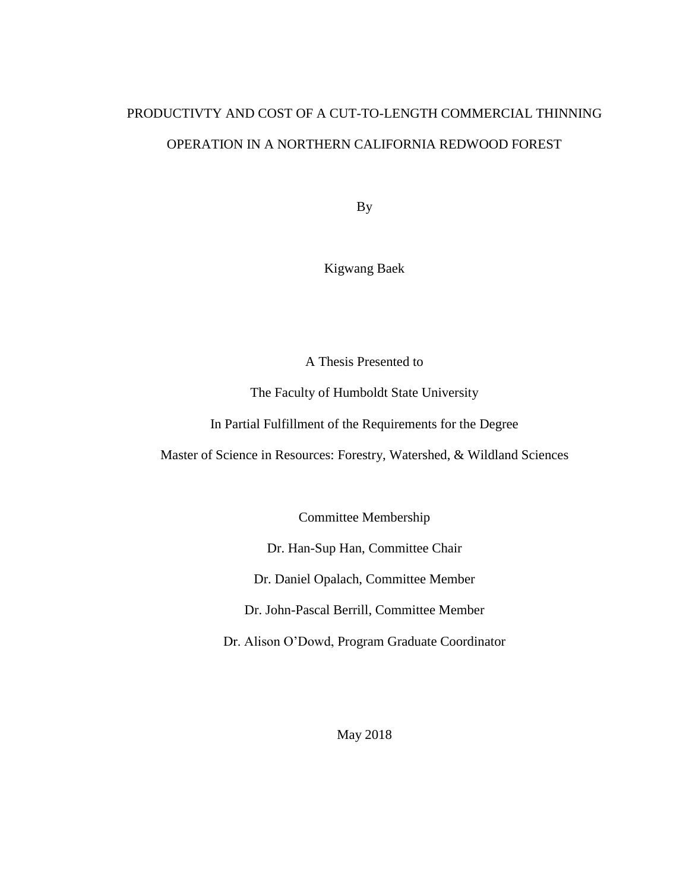# PRODUCTIVTY AND COST OF A CUT-TO-LENGTH COMMERCIAL THINNING OPERATION IN A NORTHERN CALIFORNIA REDWOOD FOREST

By

Kigwang Baek

A Thesis Presented to

The Faculty of Humboldt State University

In Partial Fulfillment of the Requirements for the Degree

Master of Science in Resources: Forestry, Watershed, & Wildland Sciences

Committee Membership

Dr. Han-Sup Han, Committee Chair

Dr. Daniel Opalach, Committee Member

Dr. John-Pascal Berrill, Committee Member

Dr. Alison O'Dowd, Program Graduate Coordinator

May 2018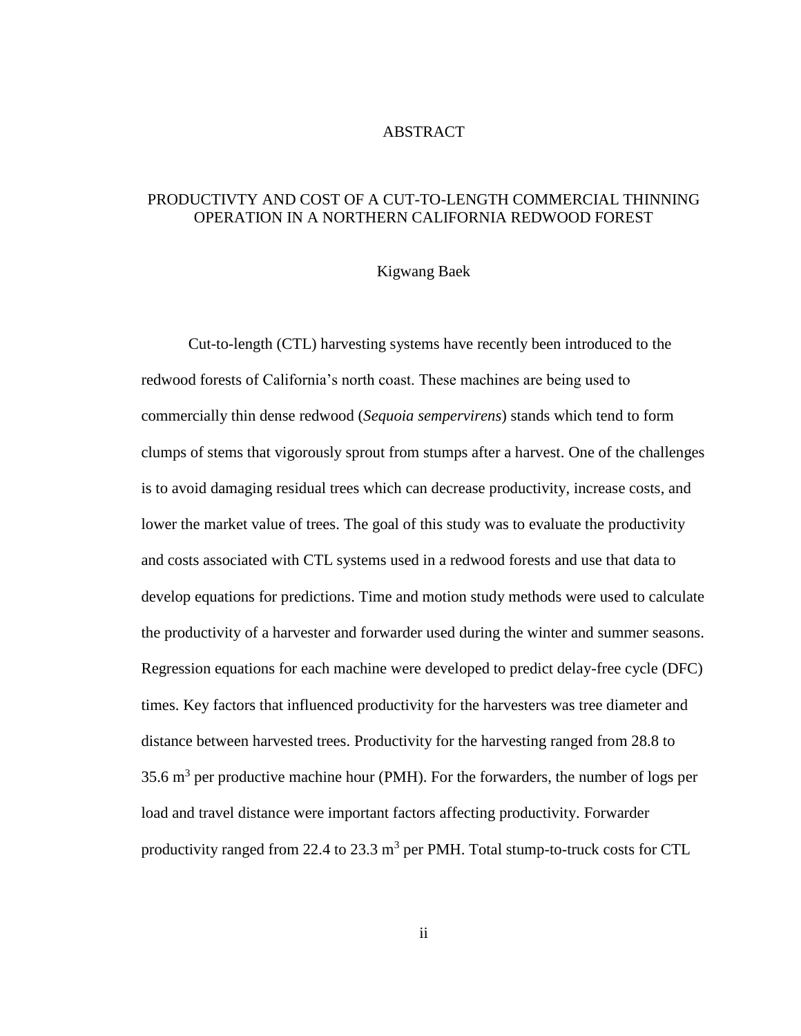# ABSTRACT

## PRODUCTIVTY AND COST OF A CUT-TO-LENGTH COMMERCIAL THINNING OPERATION IN A NORTHERN CALIFORNIA REDWOOD FOREST

Kigwang Baek

Cut-to-length (CTL) harvesting systems have recently been introduced to the redwood forests of California's north coast. These machines are being used to commercially thin dense redwood (*Sequoia sempervirens*) stands which tend to form clumps of stems that vigorously sprout from stumps after a harvest. One of the challenges is to avoid damaging residual trees which can decrease productivity, increase costs, and lower the market value of trees. The goal of this study was to evaluate the productivity and costs associated with CTL systems used in a redwood forests and use that data to develop equations for predictions. Time and motion study methods were used to calculate the productivity of a harvester and forwarder used during the winter and summer seasons. Regression equations for each machine were developed to predict delay-free cycle (DFC) times. Key factors that influenced productivity for the harvesters was tree diameter and distance between harvested trees. Productivity for the harvesting ranged from 28.8 to 35.6 $m^3$ per productive machine hour (PMH). For the forwarders, the number of logs per load and travel distance were important factors affecting productivity. Forwarder productivity ranged from 22.4 to 23.3 $m^3$ per PMH. Total stump-to-truck costs for CTL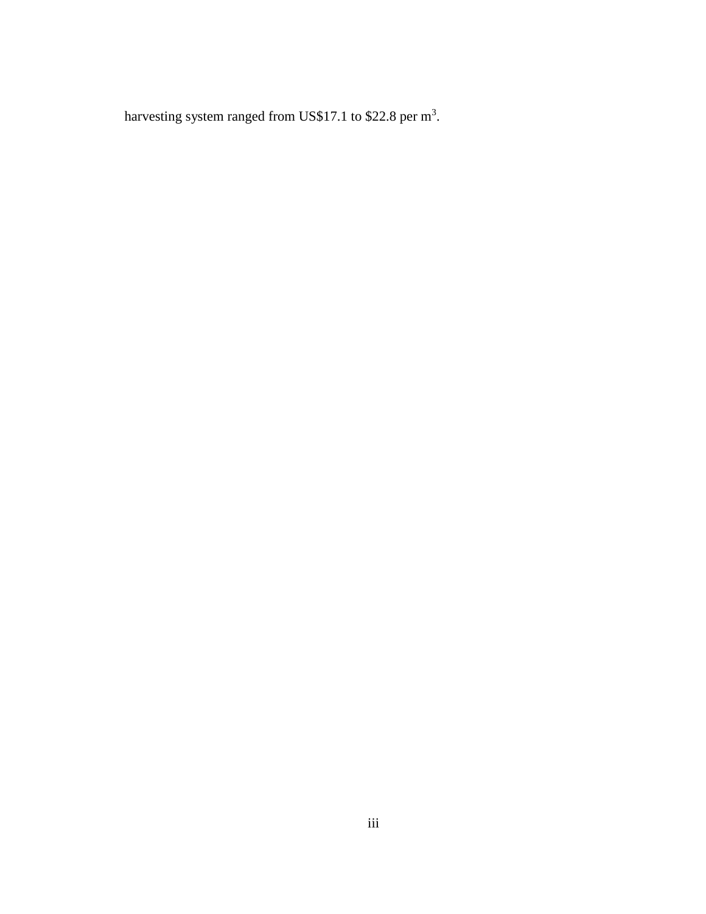harvesting system ranged from US$17.1 to $22.8 per $m^3$.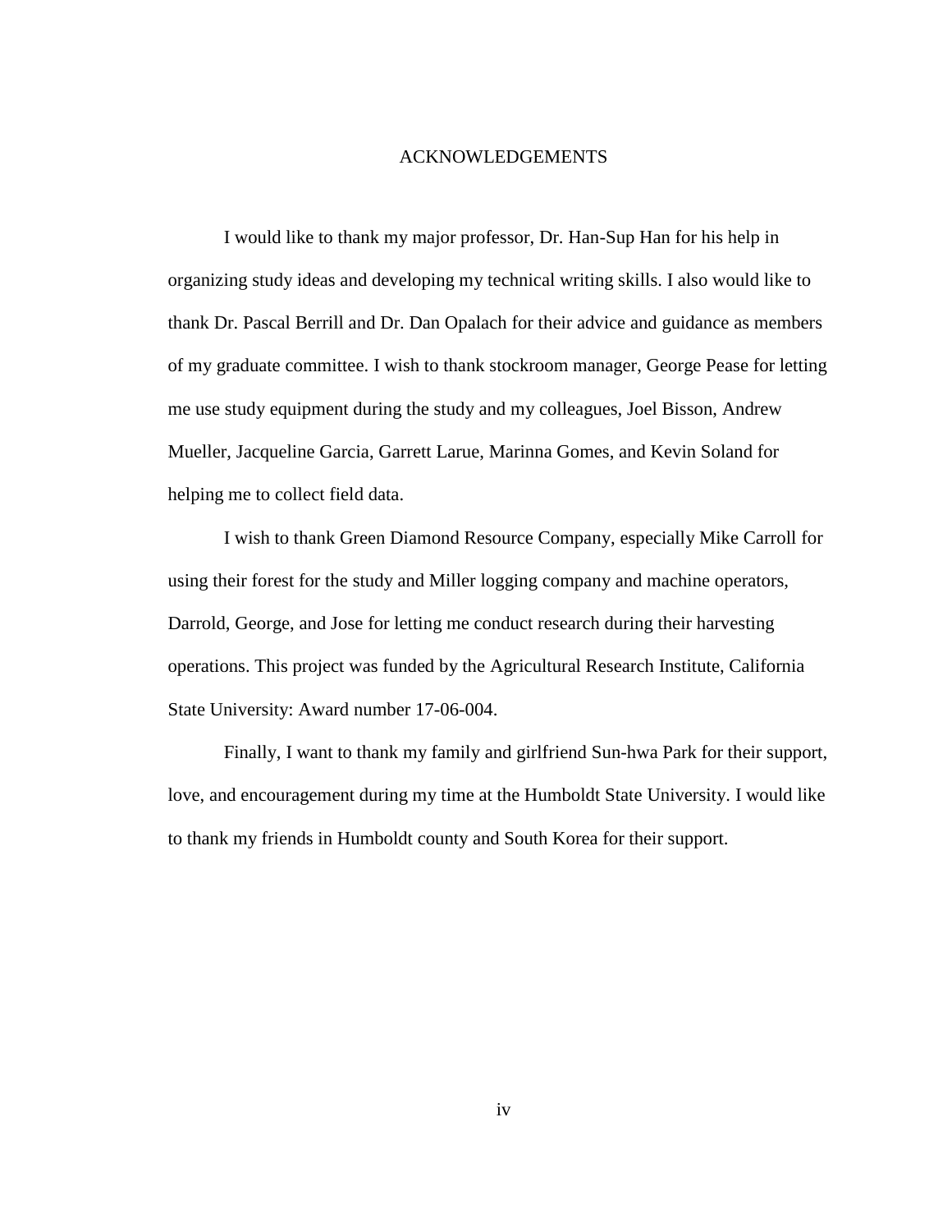# ACKNOWLEDGEMENTS

I would like to thank my major professor, Dr. Han-Sup Han for his help in organizing study ideas and developing my technical writing skills. I also would like to thank Dr. Pascal Berrill and Dr. Dan Opalach for their advice and guidance as members of my graduate committee. I wish to thank stockroom manager, George Pease for letting me use study equipment during the study and my colleagues, Joel Bisson, Andrew Mueller, Jacqueline Garcia, Garrett Larue, Marinna Gomes, and Kevin Soland for helping me to collect field data.

I wish to thank Green Diamond Resource Company, especially Mike Carroll for using their forest for the study and Miller logging company and machine operators, Darrold, George, and Jose for letting me conduct research during their harvesting operations. This project was funded by the Agricultural Research Institute, California State University: Award number 17-06-004.

Finally, I want to thank my family and girlfriend Sun-hwa Park for their support, love, and encouragement during my time at the Humboldt State University. I would like to thank my friends in Humboldt county and South Korea for their support.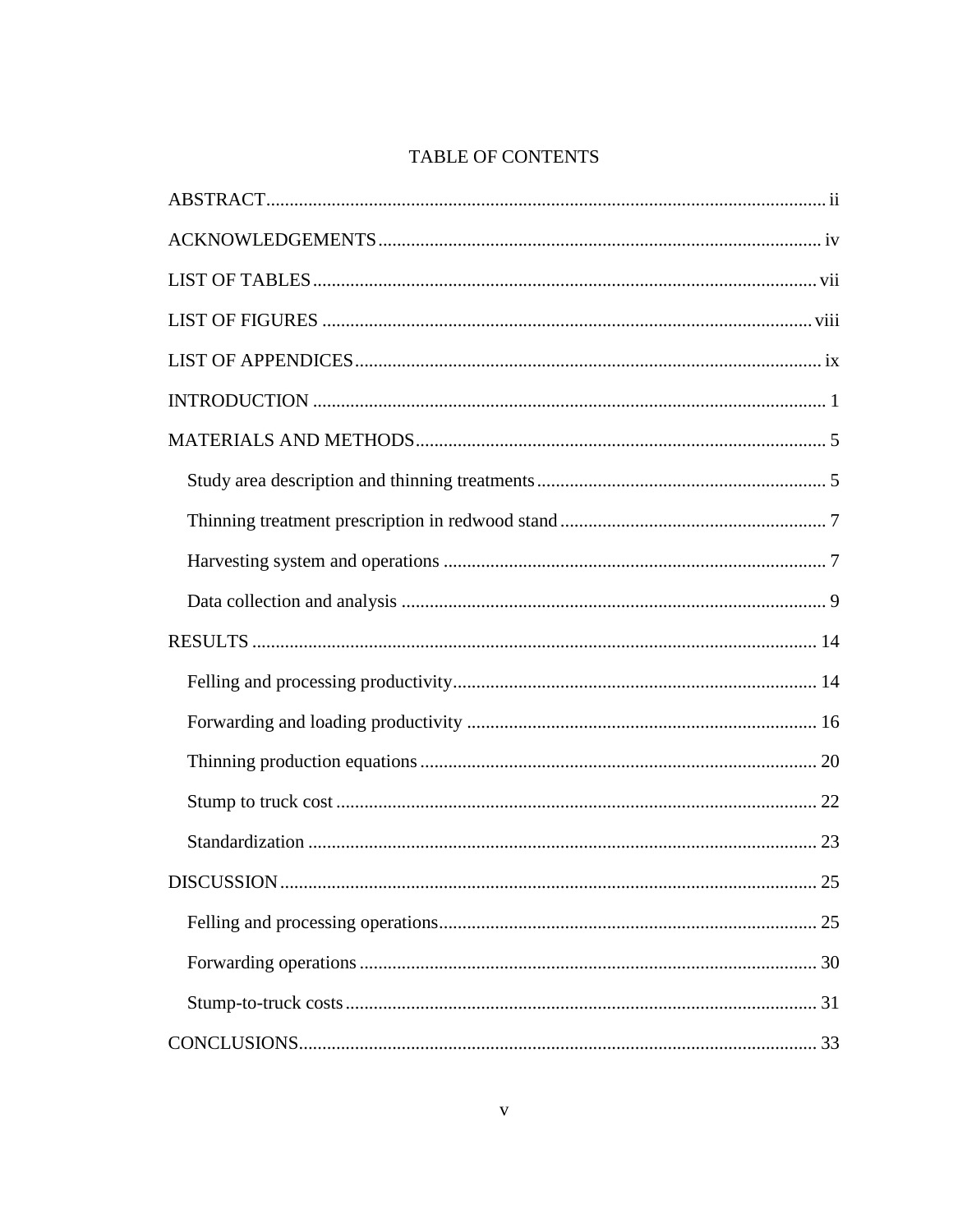# TABLE OF CONTENTS

ABSTRACT ..................................................................................................................... ii

ACKNOWLEDGEMENTS ............................................................................................. iv

LIST OF TABLES ......................................................................................................... vii

LIST OF FIGURES ....................................................................................................... viii

LIST OF APPENDICES .................................................................................................. ix

INTRODUCTION ............................................................................................................ 1

MATERIALS AND METHODS ...................................................................................... 5

- Study area description and thinning treatments ............................................................ 5
- Thinning treatment prescription in redwood stand ........................................................ 7
- Harvesting system and operations ................................................................................ 7
- Data collection and analysis ......................................................................................... 9

RESULTS ....................................................................................................................... 14

- Felling and processing productivity ............................................................................ 14
- Forwarding and loading productivity .......................................................................... 16
- Thinning production equations ................................................................................... 20
- Stump to truck cost ..................................................................................................... 22
- Standardization ........................................................................................................... 23

DISCUSSION ................................................................................................................. 25

- Felling and processing operations ............................................................................... 25
- Forwarding operations ................................................................................................ 30
- Stump-to-truck costs ................................................................................................... 31

CONCLUSIONS ............................................................................................................. 33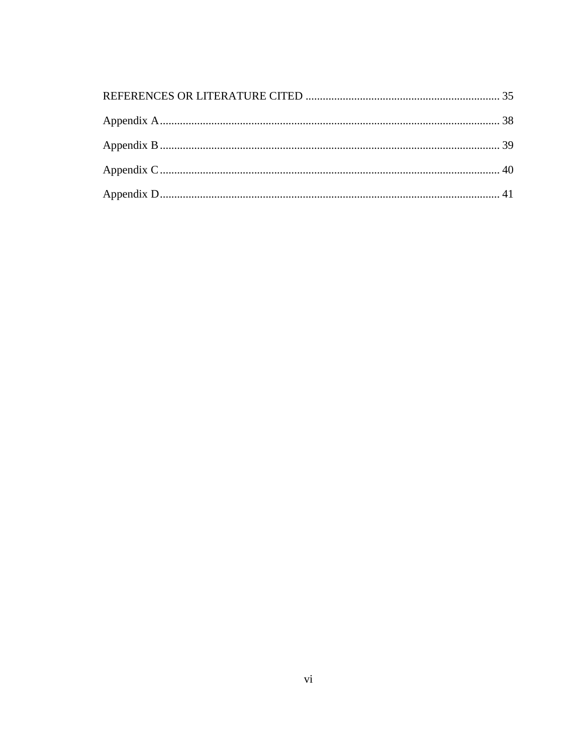REFERENCES OR LITERATURE CITED .................................................................... 35

Appendix A....................................................................................................................... 38

Appendix B....................................................................................................................... 39

Appendix C....................................................................................................................... 40

Appendix D....................................................................................................................... 41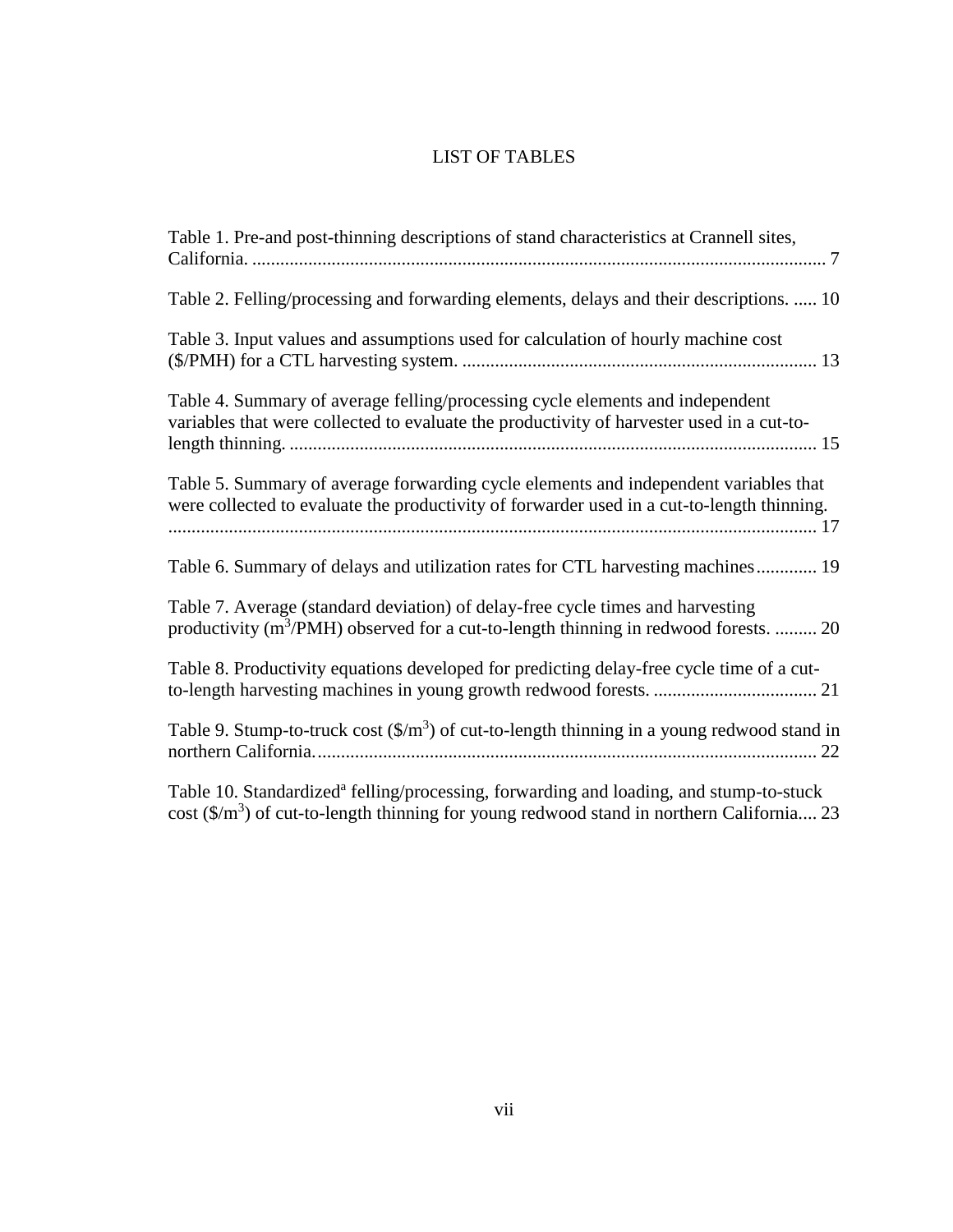# LIST OF TABLES

Table 1. Pre-and post-thinning descriptions of stand characteristics at Crannell sites, California. .......................................................................................................................... 7

Table 2. Felling/processing and forwarding elements, delays and their descriptions. ..... 10

Table 3. Input values and assumptions used for calculation of hourly machine cost ($/PMH) for a CTL harvesting system. ........................................................................... 13

Table 4. Summary of average felling/processing cycle elements and independent variables that were collected to evaluate the productivity of harvester used in a cut-to-length thinning. ................................................................................................................ 15

Table 5. Summary of average forwarding cycle elements and independent variables that were collected to evaluate the productivity of forwarder used in a cut-to-length thinning. .......................................................................................................................................... 17

Table 6. Summary of delays and utilization rates for CTL harvesting machines............. 19

Table 7. Average (standard deviation) of delay-free cycle times and harvesting productivity ($m^3$/PMH) observed for a cut-to-length thinning in redwood forests. ......... 20

Table 8. Productivity equations developed for predicting delay-free cycle time of a cut-to-length harvesting machines in young growth redwood forests. ................................... 21

Table 9. Stump-to-truck cost ($/$m^3$) of cut-to-length thinning in a young redwood stand in northern California.......................................................................................................... 22

Table 10. Standardized[a] felling/processing, forwarding and loading, and stump-to-stuck cost ($/$m^3$) of cut-to-length thinning for young redwood stand in northern California.... 23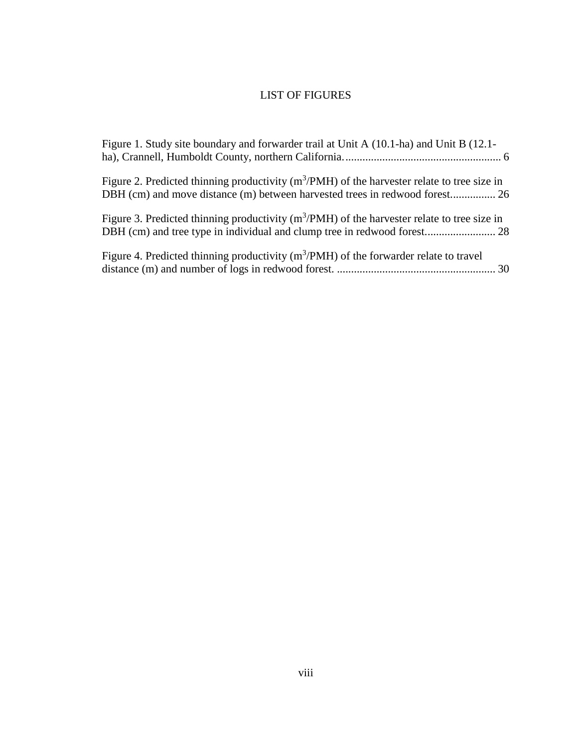# LIST OF FIGURES

Figure 1. Study site boundary and forwarder trail at Unit A (10.1-ha) and Unit B (12.1-ha), Crannell, Humboldt County, northern California. ....................................................... 6

Figure 2. Predicted thinning productivity ($m^3$/PMH) of the harvester relate to tree size in DBH (cm) and move distance (m) between harvested trees in redwood forest................ 26

Figure 3. Predicted thinning productivity ($m^3$/PMH) of the harvester relate to tree size in DBH (cm) and tree type in individual and clump tree in redwood forest......................... 28

Figure 4. Predicted thinning productivity ($m^3$/PMH) of the forwarder relate to travel distance (m) and number of logs in redwood forest. ........................................................ 30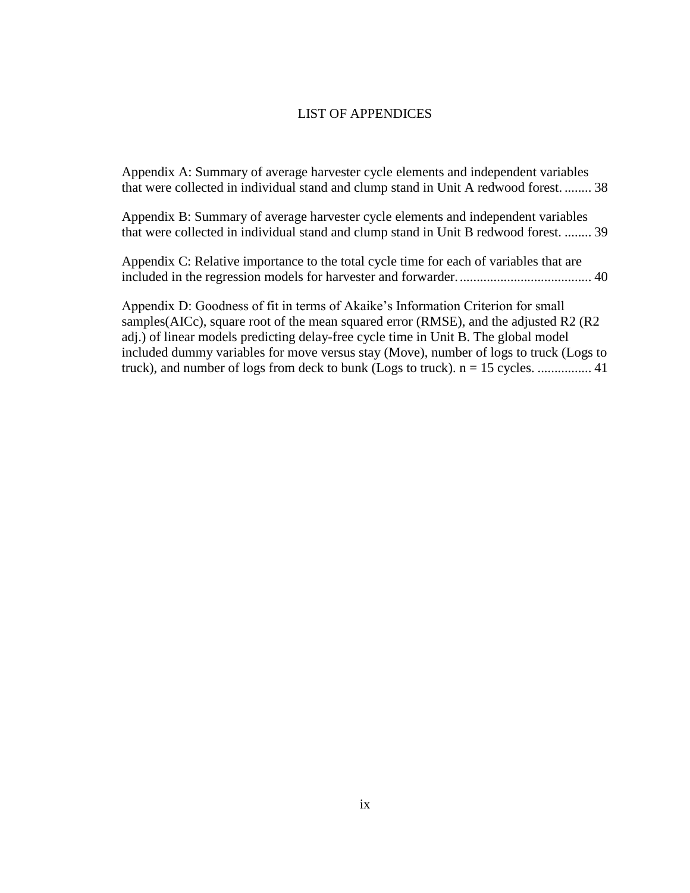# LIST OF APPENDICES

Appendix A: Summary of average harvester cycle elements and independent variables that were collected in individual stand and clump stand in Unit A redwood forest. ........ 38

Appendix B: Summary of average harvester cycle elements and independent variables that were collected in individual stand and clump stand in Unit B redwood forest. ........ 39

Appendix C: Relative importance to the total cycle time for each of variables that are included in the regression models for harvester and forwarder. ...................................... 40

Appendix D: Goodness of fit in terms of Akaike's Information Criterion for small samples(AICc), square root of the mean squared error (RMSE), and the adjusted R2 (R2 adj.) of linear models predicting delay-free cycle time in Unit B. The global model included dummy variables for move versus stay (Move), number of logs to truck (Logs to truck), and number of logs from deck to bunk (Logs to truck). n = 15 cycles. ................ 41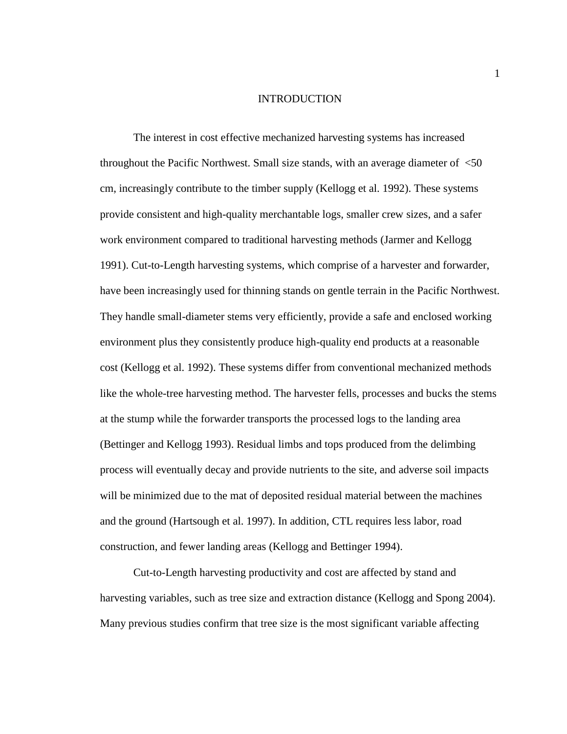# INTRODUCTION

The interest in cost effective mechanized harvesting systems has increased throughout the Pacific Northwest. Small size stands, with an average diameter of <50 cm, increasingly contribute to the timber supply (Kellogg et al. 1992). These systems provide consistent and high-quality merchantable logs, smaller crew sizes, and a safer work environment compared to traditional harvesting methods (Jarmer and Kellogg 1991). Cut-to-Length harvesting systems, which comprise of a harvester and forwarder, have been increasingly used for thinning stands on gentle terrain in the Pacific Northwest. They handle small-diameter stems very efficiently, provide a safe and enclosed working environment plus they consistently produce high-quality end products at a reasonable cost (Kellogg et al. 1992). These systems differ from conventional mechanized methods like the whole-tree harvesting method. The harvester fells, processes and bucks the stems at the stump while the forwarder transports the processed logs to the landing area (Bettinger and Kellogg 1993). Residual limbs and tops produced from the delimbing process will eventually decay and provide nutrients to the site, and adverse soil impacts will be minimized due to the mat of deposited residual material between the machines and the ground (Hartsough et al. 1997). In addition, CTL requires less labor, road construction, and fewer landing areas (Kellogg and Bettinger 1994).

Cut-to-Length harvesting productivity and cost are affected by stand and harvesting variables, such as tree size and extraction distance (Kellogg and Spong 2004). Many previous studies confirm that tree size is the most significant variable affecting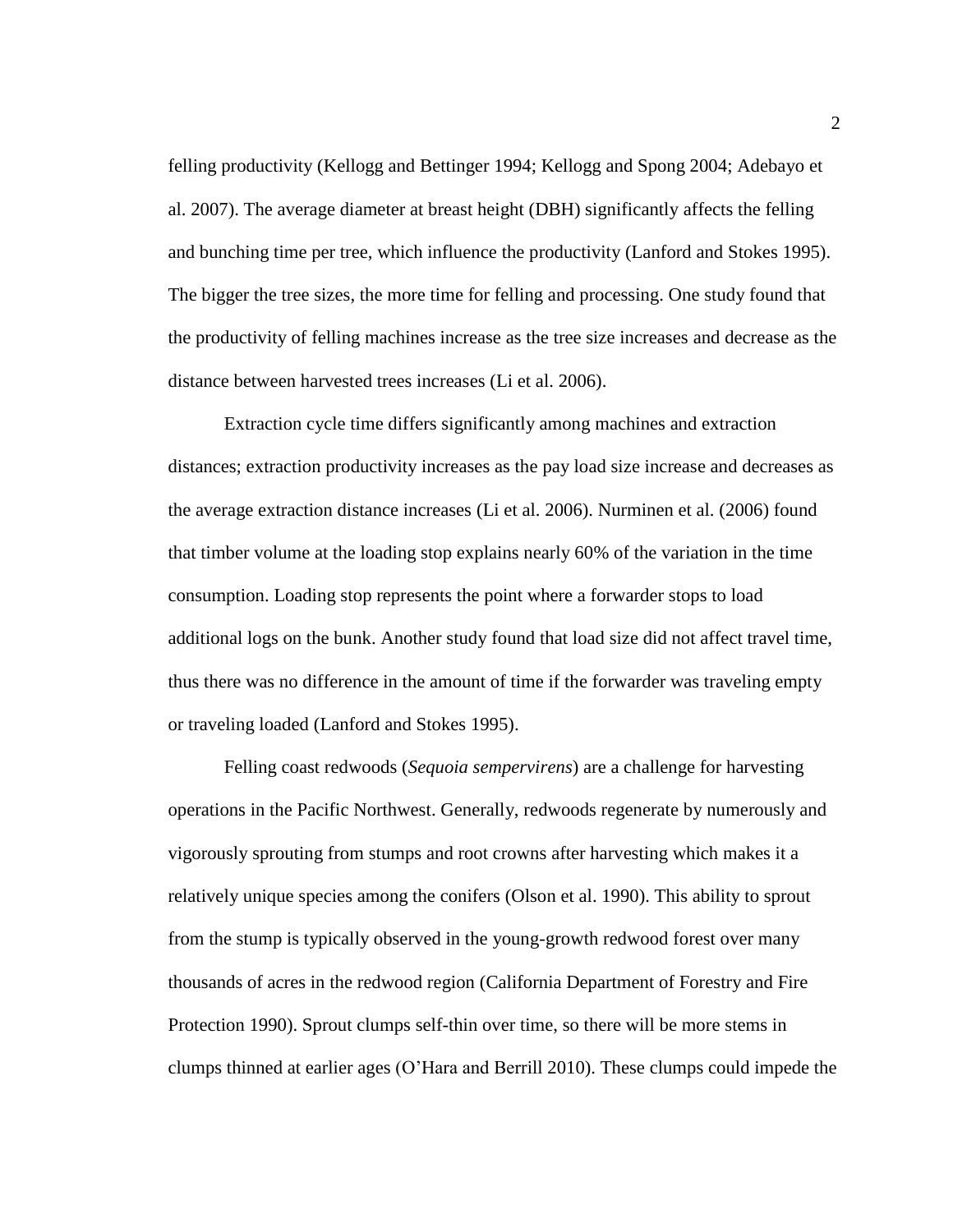felling productivity (Kellogg and Bettinger 1994; Kellogg and Spong 2004; Adebayo et al. 2007). The average diameter at breast height (DBH) significantly affects the felling and bunching time per tree, which influence the productivity (Lanford and Stokes 1995). The bigger the tree sizes, the more time for felling and processing. One study found that the productivity of felling machines increase as the tree size increases and decrease as the distance between harvested trees increases (Li et al. 2006).

Extraction cycle time differs significantly among machines and extraction distances; extraction productivity increases as the pay load size increase and decreases as the average extraction distance increases (Li et al. 2006). Nurminen et al. (2006) found that timber volume at the loading stop explains nearly 60% of the variation in the time consumption. Loading stop represents the point where a forwarder stops to load additional logs on the bunk. Another study found that load size did not affect travel time, thus there was no difference in the amount of time if the forwarder was traveling empty or traveling loaded (Lanford and Stokes 1995).

Felling coast redwoods (*Sequoia sempervirens*) are a challenge for harvesting operations in the Pacific Northwest. Generally, redwoods regenerate by numerously and vigorously sprouting from stumps and root crowns after harvesting which makes it a relatively unique species among the conifers (Olson et al. 1990). This ability to sprout from the stump is typically observed in the young-growth redwood forest over many thousands of acres in the redwood region (California Department of Forestry and Fire Protection 1990). Sprout clumps self-thin over time, so there will be more stems in clumps thinned at earlier ages (O'Hara and Berrill 2010). These clumps could impede the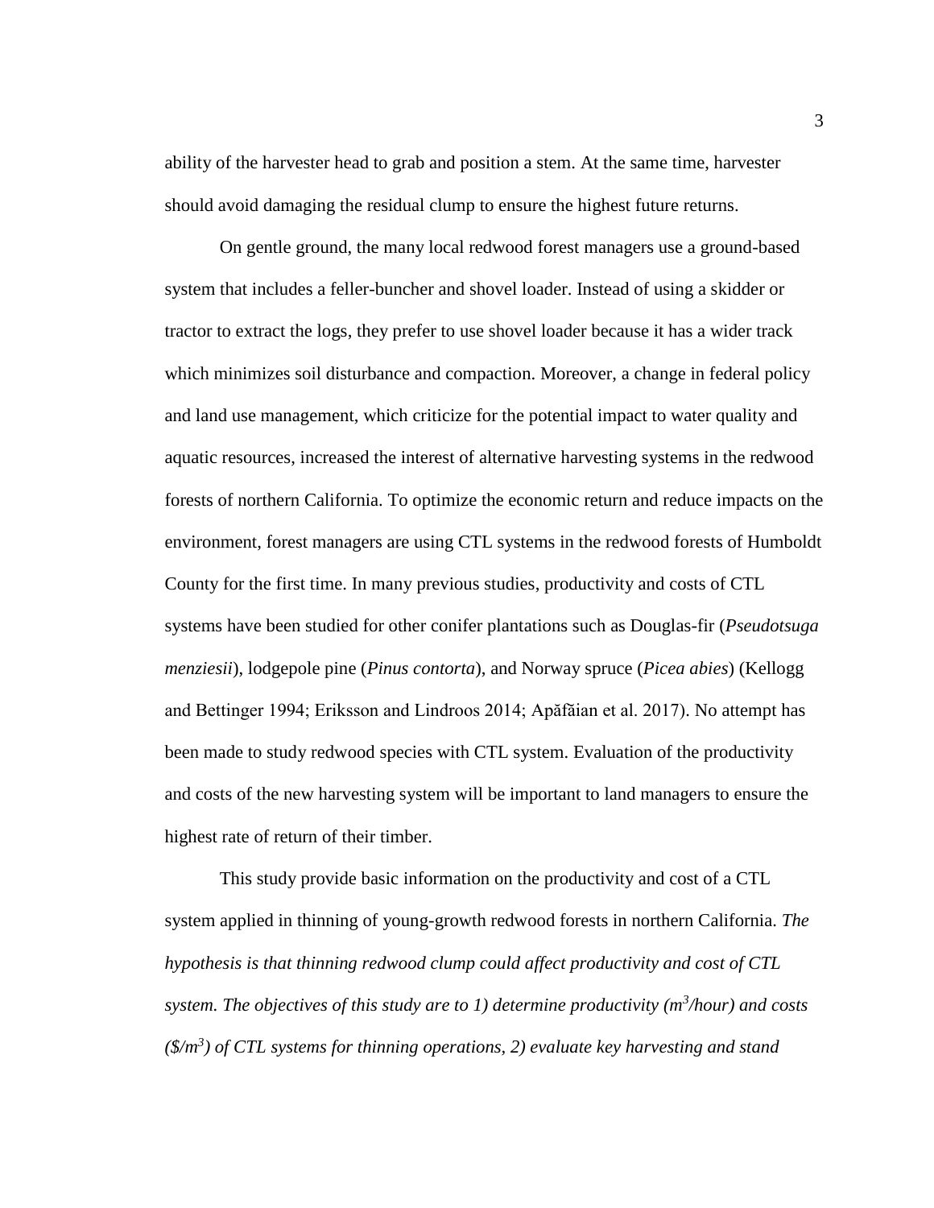ability of the harvester head to grab and position a stem. At the same time, harvester should avoid damaging the residual clump to ensure the highest future returns.

On gentle ground, the many local redwood forest managers use a ground-based system that includes a feller-buncher and shovel loader. Instead of using a skidder or tractor to extract the logs, they prefer to use shovel loader because it has a wider track which minimizes soil disturbance and compaction. Moreover, a change in federal policy and land use management, which criticize for the potential impact to water quality and aquatic resources, increased the interest of alternative harvesting systems in the redwood forests of northern California. To optimize the economic return and reduce impacts on the environment, forest managers are using CTL systems in the redwood forests of Humboldt County for the first time. In many previous studies, productivity and costs of CTL systems have been studied for other conifer plantations such as Douglas-fir (*Pseudotsuga menziesii*), lodgepole pine (*Pinus contorta*), and Norway spruce (*Picea abies*) (Kellogg and Bettinger 1994; Eriksson and Lindroos 2014; Apăfăian et al. 2017). No attempt has been made to study redwood species with CTL system. Evaluation of the productivity and costs of the new harvesting system will be important to land managers to ensure the highest rate of return of their timber.

This study provide basic information on the productivity and cost of a CTL system applied in thinning of young-growth redwood forests in northern California. *The hypothesis is that thinning redwood clump could affect productivity and cost of CTL system. The objectives of this study are to 1) determine productivity ($m^3$/hour) and costs ($/$m^3$) of CTL systems for thinning operations, 2) evaluate key harvesting and stand*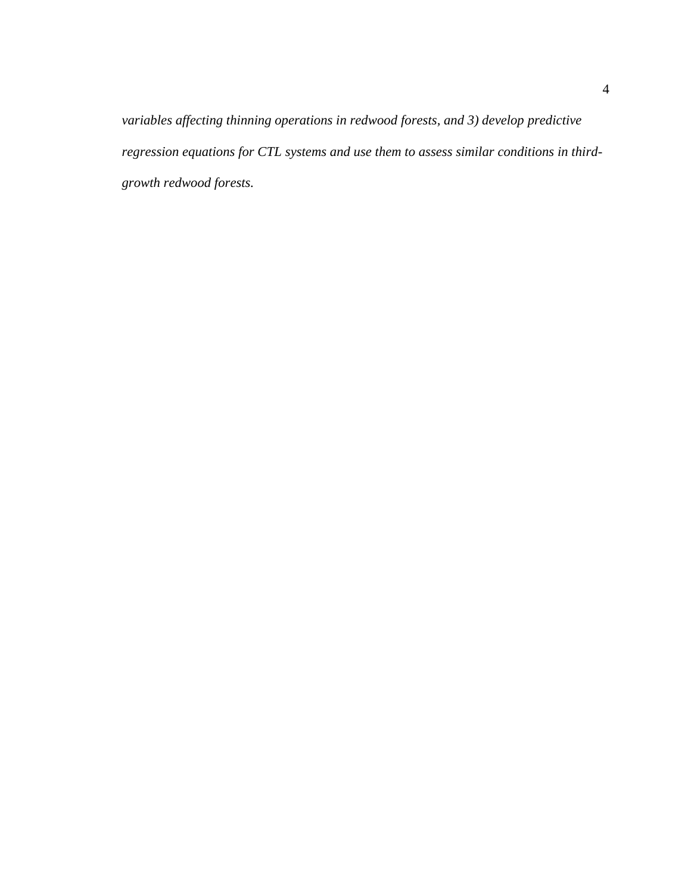*variables affecting thinning operations in redwood forests, and 3) develop predictive regression equations for CTL systems and use them to assess similar conditions in third-growth redwood forests.*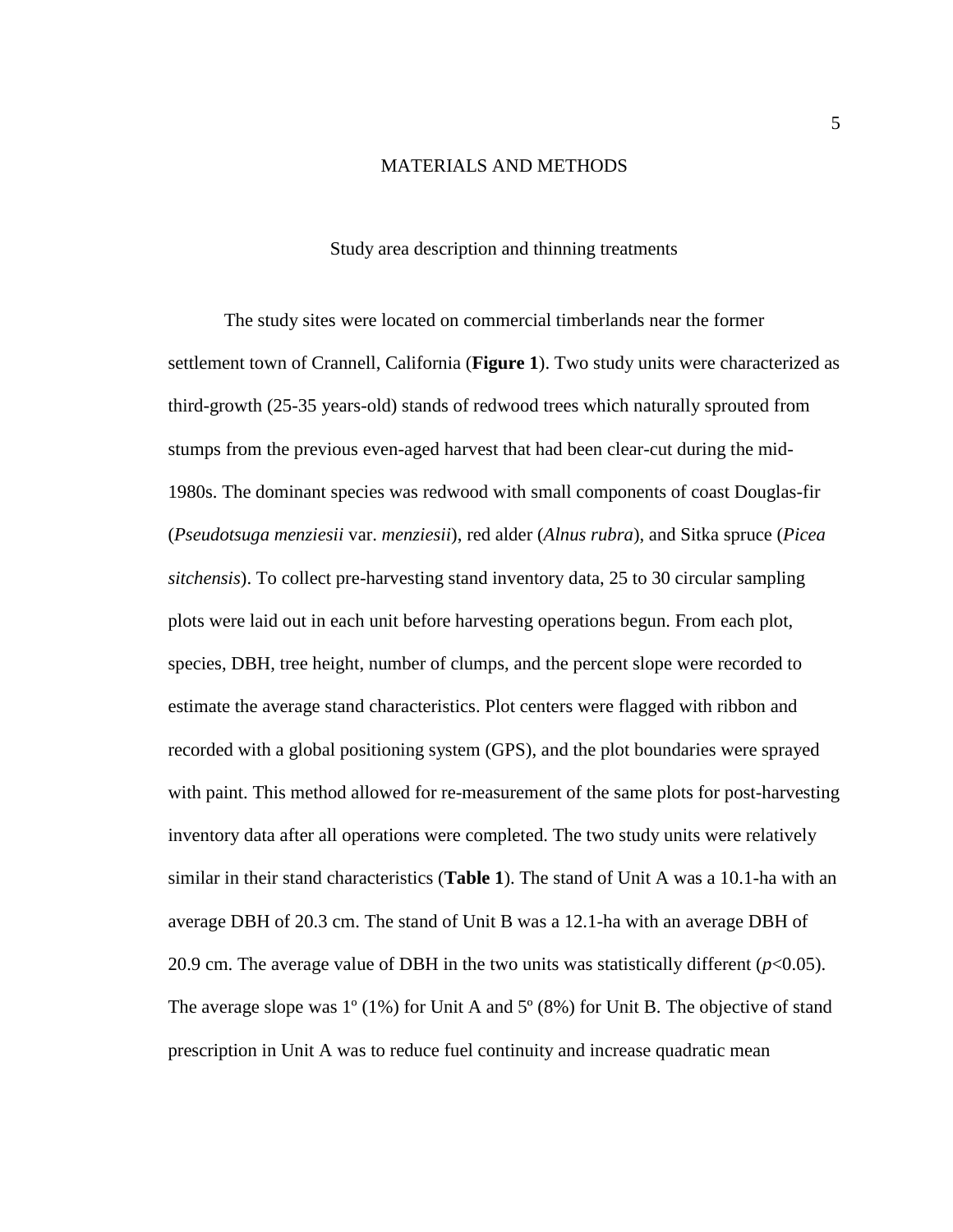# MATERIALS AND METHODS

## Study area description and thinning treatments

The study sites were located on commercial timberlands near the former settlement town of Crannell, California (**Figure 1**). Two study units were characterized as third-growth (25-35 years-old) stands of redwood trees which naturally sprouted from stumps from the previous even-aged harvest that had been clear-cut during the mid-1980s. The dominant species was redwood with small components of coast Douglas-fir (*Pseudotsuga menziesii* var. *menziesii*), red alder (*Alnus rubra*), and Sitka spruce (*Picea sitchensis*). To collect pre-harvesting stand inventory data, 25 to 30 circular sampling plots were laid out in each unit before harvesting operations begun. From each plot, species, DBH, tree height, number of clumps, and the percent slope were recorded to estimate the average stand characteristics. Plot centers were flagged with ribbon and recorded with a global positioning system (GPS), and the plot boundaries were sprayed with paint. This method allowed for re-measurement of the same plots for post-harvesting inventory data after all operations were completed. The two study units were relatively similar in their stand characteristics (**Table 1**). The stand of Unit A was a 10.1-ha with an average DBH of 20.3 cm. The stand of Unit B was a 12.1-ha with an average DBH of 20.9 cm. The average value of DBH in the two units was statistically different ($p<0.05$). The average slope was 1º (1%) for Unit A and 5º (8%) for Unit B. The objective of stand prescription in Unit A was to reduce fuel continuity and increase quadratic mean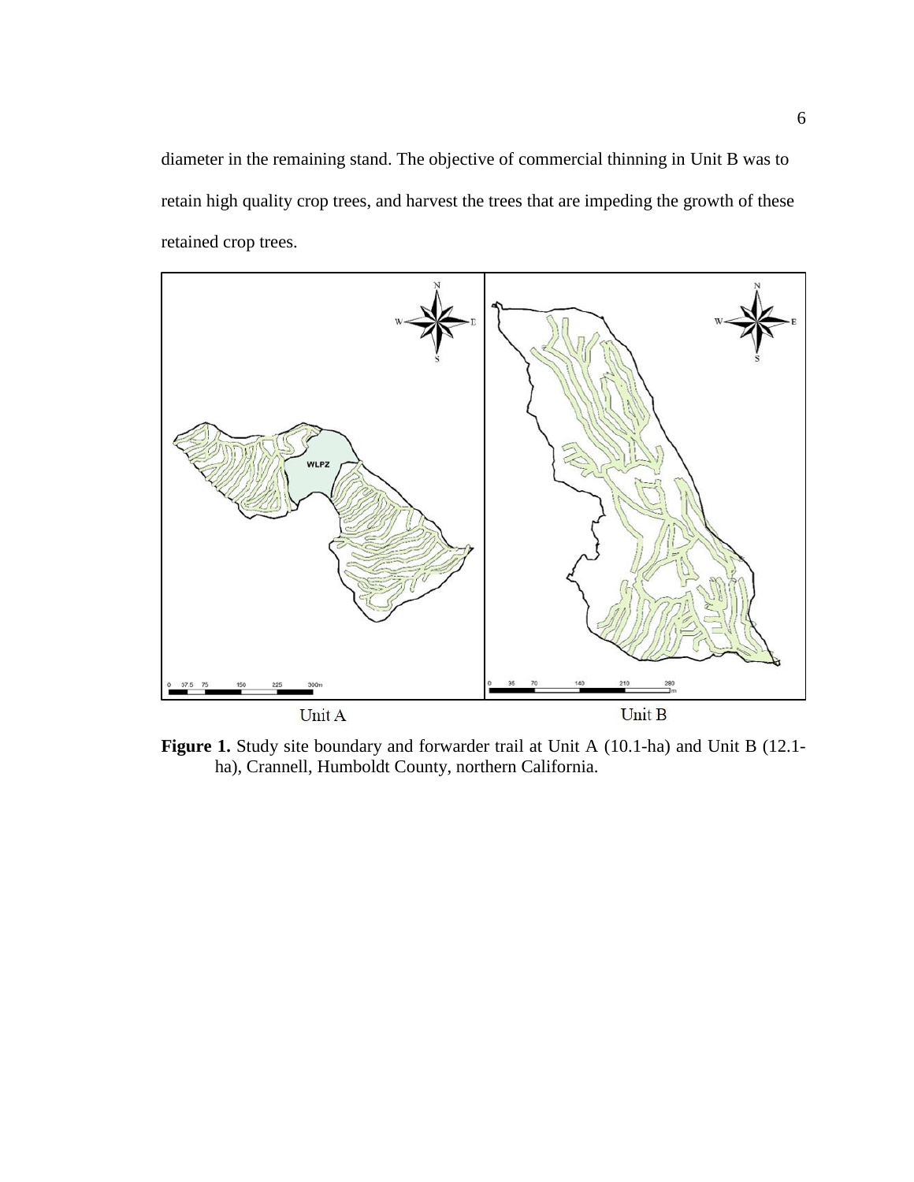diameter in the remaining stand. The objective of commercial thinning in Unit B was to retain high quality crop trees, and harvest the trees that are impeding the growth of these retained crop trees.

**Figure 1.** Study site boundary and forwarder trail at Unit A (10.1-ha) and Unit B (12.1-ha), Crannell, Humboldt County, northern California.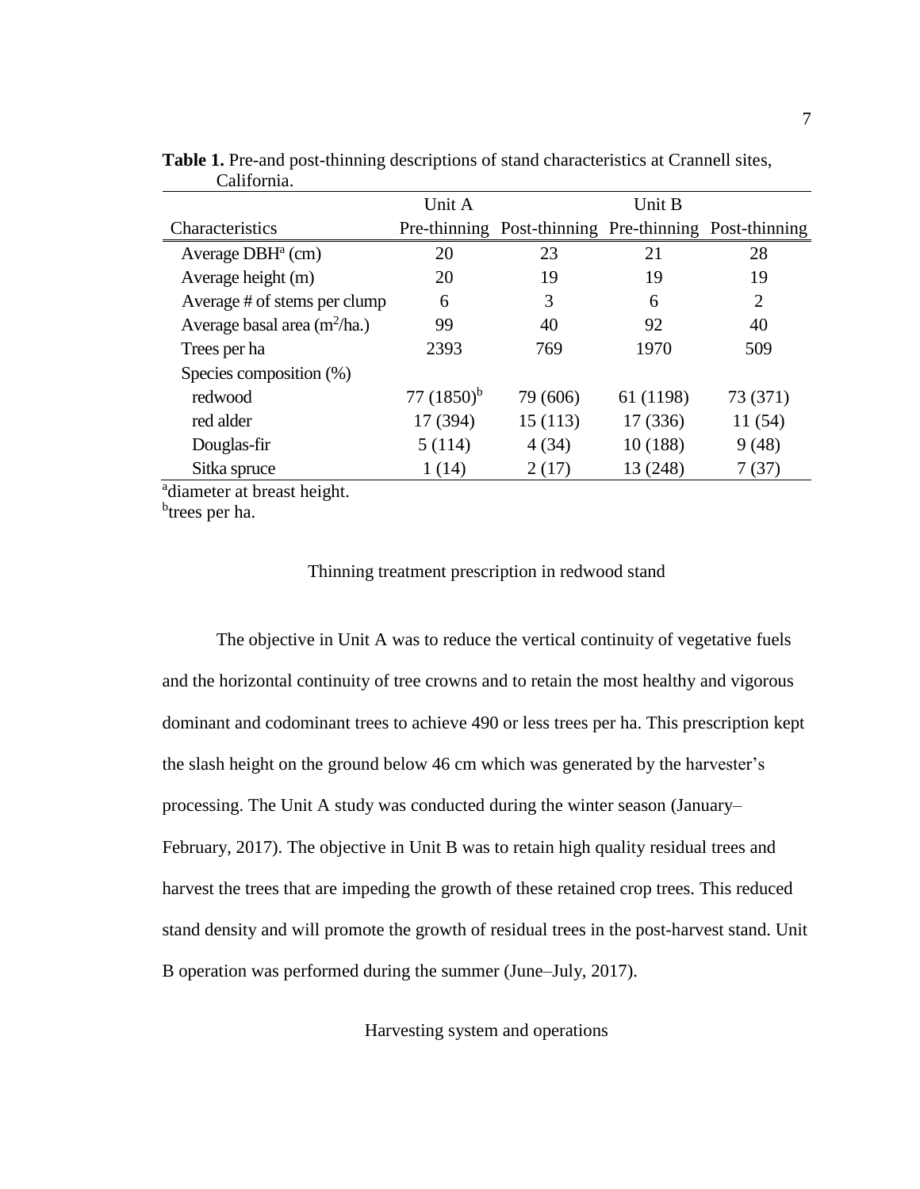**Table 1.** Pre-and post-thinning descriptions of stand characteristics at Crannell sites, California.

| Characteristics | Unit A | | Unit B | |
|---|---|---|---|---|
| | Pre-thinning | Post-thinning | Pre-thinning | Post-thinning |
| Average DBH[a] (cm) | 20 | 23 | 21 | 28 |
| Average height (m) | 20 | 19 | 19 | 19 |
| Average # of stems per clump | 6 | 3 | 6 | 2 |
| Average basal area ($m^2$/ha.) | 99 | 40 | 92 | 40 |
| Trees per ha | 2393 | 769 | 1970 | 509 |
| Species composition (%) | | | | |
| redwood | 77 (1850)[b] | 79 (606) | 61 (1198) | 73 (371) |
| red alder | 17 (394) | 15 (113) | 17 (336) | 11 (54) |
| Douglas-fir | 5 (114) | 4 (34) | 10 (188) | 9 (48) |
| Sitka spruce | 1 (14) | 2 (17) | 13 (248) | 7 (37) |

[a]diameter at breast height.
[b]trees per ha.

### Thinning treatment prescription in redwood stand

The objective in Unit A was to reduce the vertical continuity of vegetative fuels and the horizontal continuity of tree crowns and to retain the most healthy and vigorous dominant and codominant trees to achieve 490 or less trees per ha. This prescription kept the slash height on the ground below 46 cm which was generated by the harvester's processing. The Unit A study was conducted during the winter season (January–February, 2017). The objective in Unit B was to retain high quality residual trees and harvest the trees that are impeding the growth of these retained crop trees. This reduced stand density and will promote the growth of residual trees in the post-harvest stand. Unit B operation was performed during the summer (June–July, 2017).

### Harvesting system and operations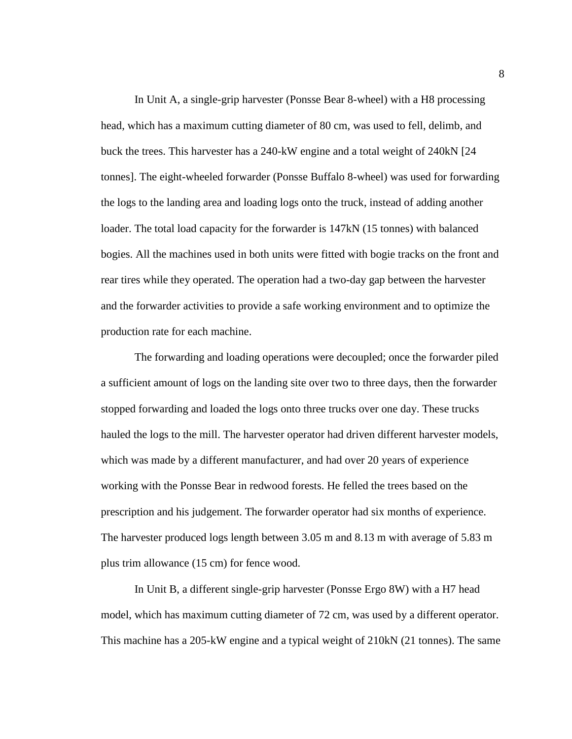In Unit A, a single-grip harvester (Ponsse Bear 8-wheel) with a H8 processing head, which has a maximum cutting diameter of 80 cm, was used to fell, delimb, and buck the trees. This harvester has a 240-kW engine and a total weight of 240kN [24 tonnes]. The eight-wheeled forwarder (Ponsse Buffalo 8-wheel) was used for forwarding the logs to the landing area and loading logs onto the truck, instead of adding another loader. The total load capacity for the forwarder is 147kN (15 tonnes) with balanced bogies. All the machines used in both units were fitted with bogie tracks on the front and rear tires while they operated. The operation had a two-day gap between the harvester and the forwarder activities to provide a safe working environment and to optimize the production rate for each machine.

The forwarding and loading operations were decoupled; once the forwarder piled a sufficient amount of logs on the landing site over two to three days, then the forwarder stopped forwarding and loaded the logs onto three trucks over one day. These trucks hauled the logs to the mill. The harvester operator had driven different harvester models, which was made by a different manufacturer, and had over 20 years of experience working with the Ponsse Bear in redwood forests. He felled the trees based on the prescription and his judgement. The forwarder operator had six months of experience. The harvester produced logs length between 3.05 m and 8.13 m with average of 5.83 m plus trim allowance (15 cm) for fence wood.

In Unit B, a different single-grip harvester (Ponsse Ergo 8W) with a H7 head model, which has maximum cutting diameter of 72 cm, was used by a different operator. This machine has a 205-kW engine and a typical weight of 210kN (21 tonnes). The same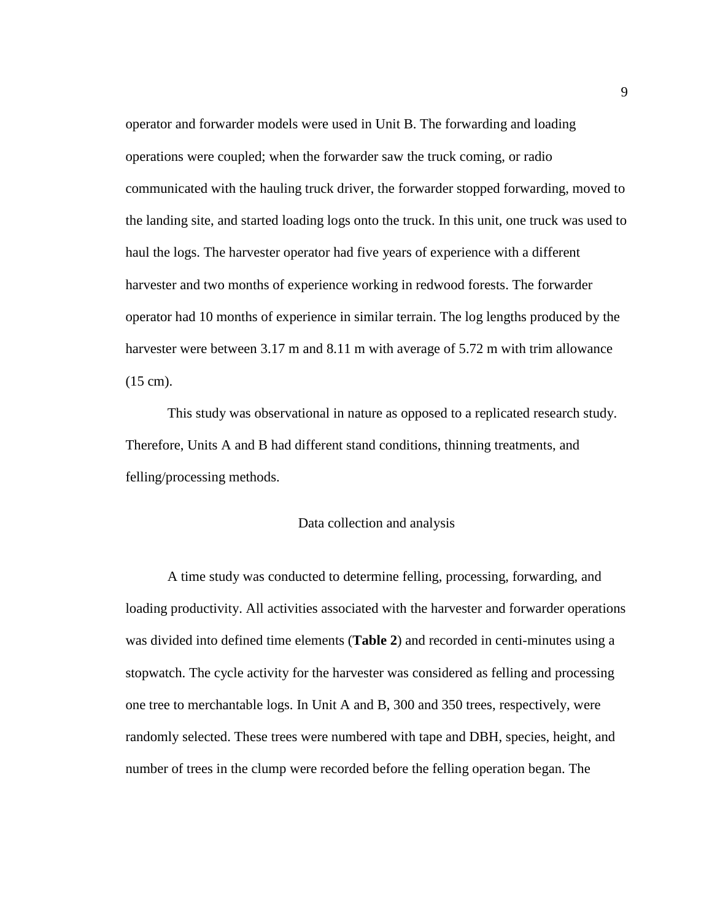operator and forwarder models were used in Unit B. The forwarding and loading operations were coupled; when the forwarder saw the truck coming, or radio communicated with the hauling truck driver, the forwarder stopped forwarding, moved to the landing site, and started loading logs onto the truck. In this unit, one truck was used to haul the logs. The harvester operator had five years of experience with a different harvester and two months of experience working in redwood forests. The forwarder operator had 10 months of experience in similar terrain. The log lengths produced by the harvester were between 3.17 m and 8.11 m with average of 5.72 m with trim allowance (15 cm).

This study was observational in nature as opposed to a replicated research study. Therefore, Units A and B had different stand conditions, thinning treatments, and felling/processing methods.

## Data collection and analysis

A time study was conducted to determine felling, processing, forwarding, and loading productivity. All activities associated with the harvester and forwarder operations was divided into defined time elements (**Table 2**) and recorded in centi-minutes using a stopwatch. The cycle activity for the harvester was considered as felling and processing one tree to merchantable logs. In Unit A and B, 300 and 350 trees, respectively, were randomly selected. These trees were numbered with tape and DBH, species, height, and number of trees in the clump were recorded before the felling operation began. The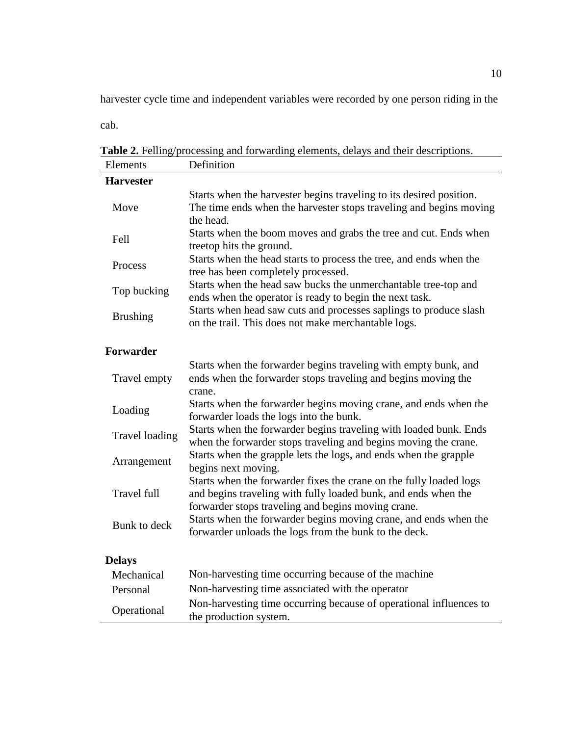harvester cycle time and independent variables were recorded by one person riding in the cab.

**Table 2.** Felling/processing and forwarding elements, delays and their descriptions.

| Elements | Definition |
|---|---|
| **Harvester** | |
| Move | Starts when the harvester begins traveling to its desired position. The time ends when the harvester stops traveling and begins moving the head. |
| Fell | Starts when the boom moves and grabs the tree and cut. Ends when treetop hits the ground. |
| Process | Starts when the head starts to process the tree, and ends when the tree has been completely processed. |
| Top bucking | Starts when the head saw bucks the unmerchantable tree-top and ends when the operator is ready to begin the next task. |
| Brushing | Starts when head saw cuts and processes saplings to produce slash on the trail. This does not make merchantable logs. |
| **Forwarder** | |
| Travel empty | Starts when the forwarder begins traveling with empty bunk, and ends when the forwarder stops traveling and begins moving the crane. |
| Loading | Starts when the forwarder begins moving crane, and ends when the forwarder loads the logs into the bunk. |
| Travel loading | Starts when the forwarder begins traveling with loaded bunk. Ends when the forwarder stops traveling and begins moving the crane. |
| Arrangement | Starts when the grapple lets the logs, and ends when the grapple begins next moving. |
| Travel full | Starts when the forwarder fixes the crane on the fully loaded logs and begins traveling with fully loaded bunk, and ends when the forwarder stops traveling and begins moving crane. |
| Bunk to deck | Starts when the forwarder begins moving crane, and ends when the forwarder unloads the logs from the bunk to the deck. |
| **Delays** | |
| Mechanical | Non-harvesting time occurring because of the machine |
| Personal | Non-harvesting time associated with the operator |
| Operational | Non-harvesting time occurring because of operational influences to the production system. |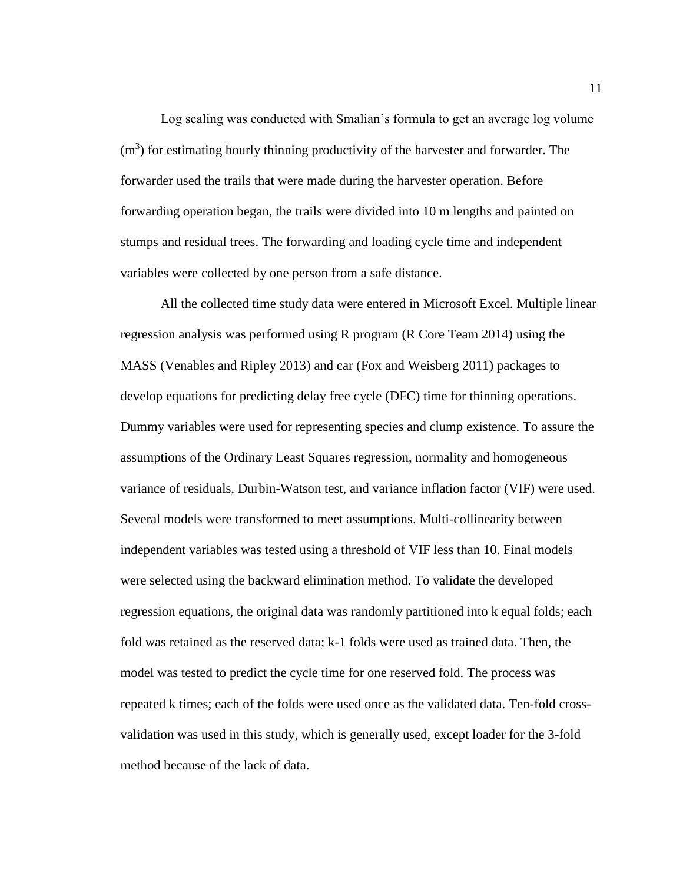Log scaling was conducted with Smalian's formula to get an average log volume ($m^3$) for estimating hourly thinning productivity of the harvester and forwarder. The forwarder used the trails that were made during the harvester operation. Before forwarding operation began, the trails were divided into 10 m lengths and painted on stumps and residual trees. The forwarding and loading cycle time and independent variables were collected by one person from a safe distance.

All the collected time study data were entered in Microsoft Excel. Multiple linear regression analysis was performed using R program (R Core Team 2014) using the MASS (Venables and Ripley 2013) and car (Fox and Weisberg 2011) packages to develop equations for predicting delay free cycle (DFC) time for thinning operations. Dummy variables were used for representing species and clump existence. To assure the assumptions of the Ordinary Least Squares regression, normality and homogeneous variance of residuals, Durbin-Watson test, and variance inflation factor (VIF) were used. Several models were transformed to meet assumptions. Multi-collinearity between independent variables was tested using a threshold of VIF less than 10. Final models were selected using the backward elimination method. To validate the developed regression equations, the original data was randomly partitioned into k equal folds; each fold was retained as the reserved data; k-1 folds were used as trained data. Then, the model was tested to predict the cycle time for one reserved fold. The process was repeated k times; each of the folds were used once as the validated data. Ten-fold cross-validation was used in this study, which is generally used, except loader for the 3-fold method because of the lack of data.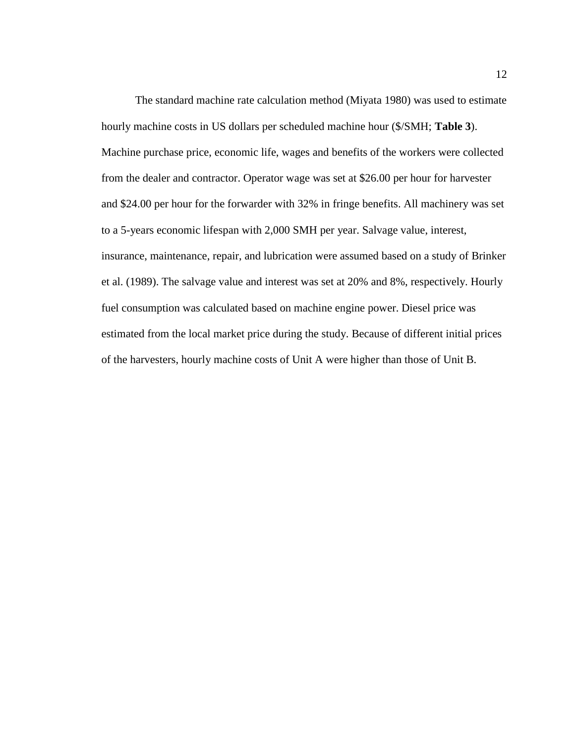The standard machine rate calculation method (Miyata 1980) was used to estimate hourly machine costs in US dollars per scheduled machine hour ($/SMH; **Table 3**). Machine purchase price, economic life, wages and benefits of the workers were collected from the dealer and contractor. Operator wage was set at $26.00 per hour for harvester and $24.00 per hour for the forwarder with 32% in fringe benefits. All machinery was set to a 5-years economic lifespan with 2,000 SMH per year. Salvage value, interest, insurance, maintenance, repair, and lubrication were assumed based on a study of Brinker et al. (1989). The salvage value and interest was set at 20% and 8%, respectively. Hourly fuel consumption was calculated based on machine engine power. Diesel price was estimated from the local market price during the study. Because of different initial prices of the harvesters, hourly machine costs of Unit A were higher than those of Unit B.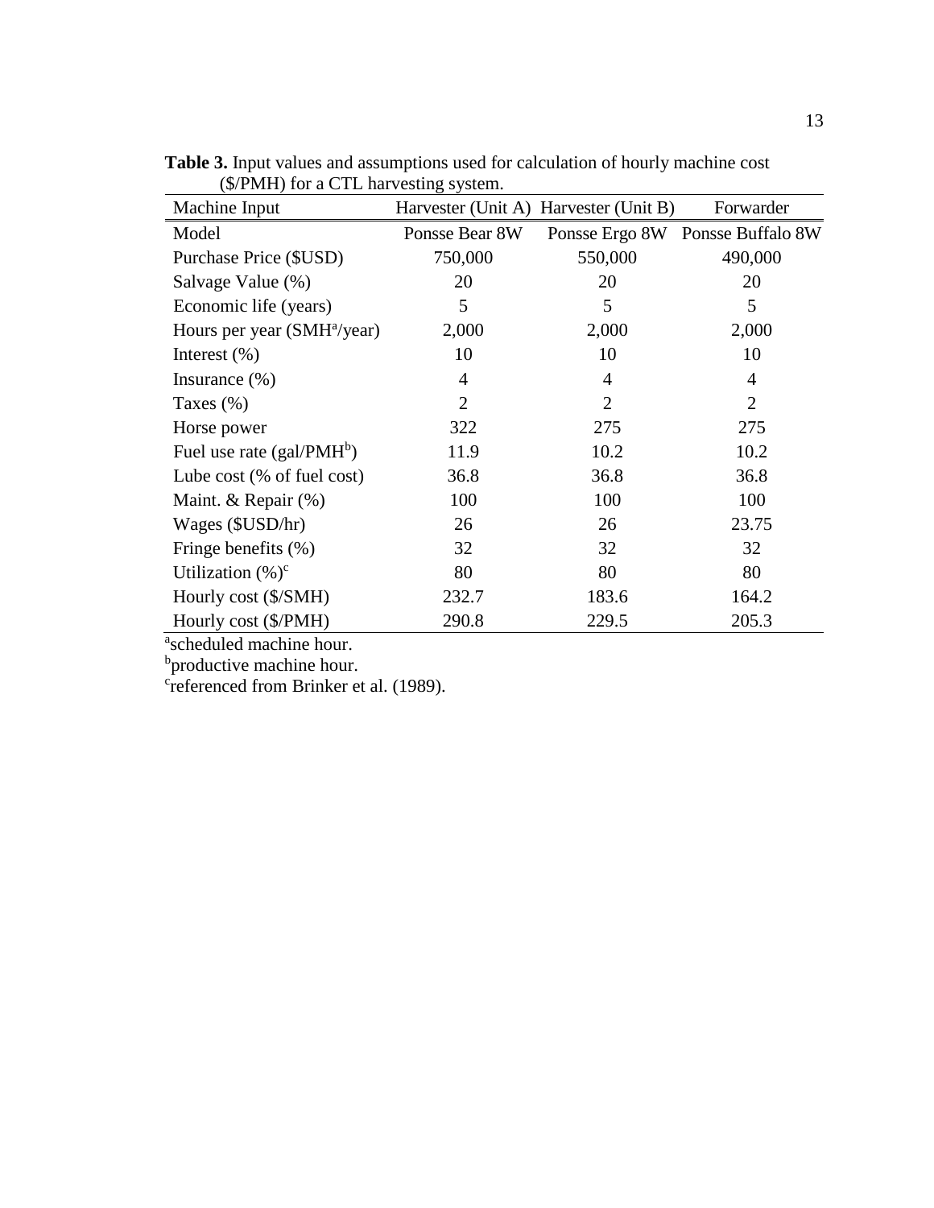**Table 3.** Input values and assumptions used for calculation of hourly machine cost ($/PMH) for a CTL harvesting system.

| Machine Input | Harvester (Unit A) | Harvester (Unit B) | Forwarder |
|---|---|---|---|
| Model | Ponsse Bear 8W | Ponsse Ergo 8W | Ponsse Buffalo 8W |
| Purchase Price ($USD) | 750,000 | 550,000 | 490,000 |
| Salvage Value (%) | 20 | 20 | 20 |
| Economic life (years) | 5 | 5 | 5 |
| Hours per year (SMH[a]/year) | 2,000 | 2,000 | 2,000 |
| Interest (%) | 10 | 10 | 10 |
| Insurance (%) | 4 | 4 | 4 |
| Taxes (%) | 2 | 2 | 2 |
| Horse power | 322 | 275 | 275 |
| Fuel use rate (gal/PMH[b]) | 11.9 | 10.2 | 10.2 |
| Lube cost (% of fuel cost) | 36.8 | 36.8 | 36.8 |
| Maint. & Repair (%) | 100 | 100 | 100 |
| Wages ($USD/hr) | 26 | 26 | 23.75 |
| Fringe benefits (%) | 32 | 32 | 32 |
| Utilization (%)[c] | 80 | 80 | 80 |
| Hourly cost ($/SMH) | 232.7 | 183.6 | 164.2 |
| Hourly cost ($/PMH) | 290.8 | 229.5 | 205.3 |

[a]scheduled machine hour.
[b]productive machine hour.
[c]referenced from Brinker et al. (1989).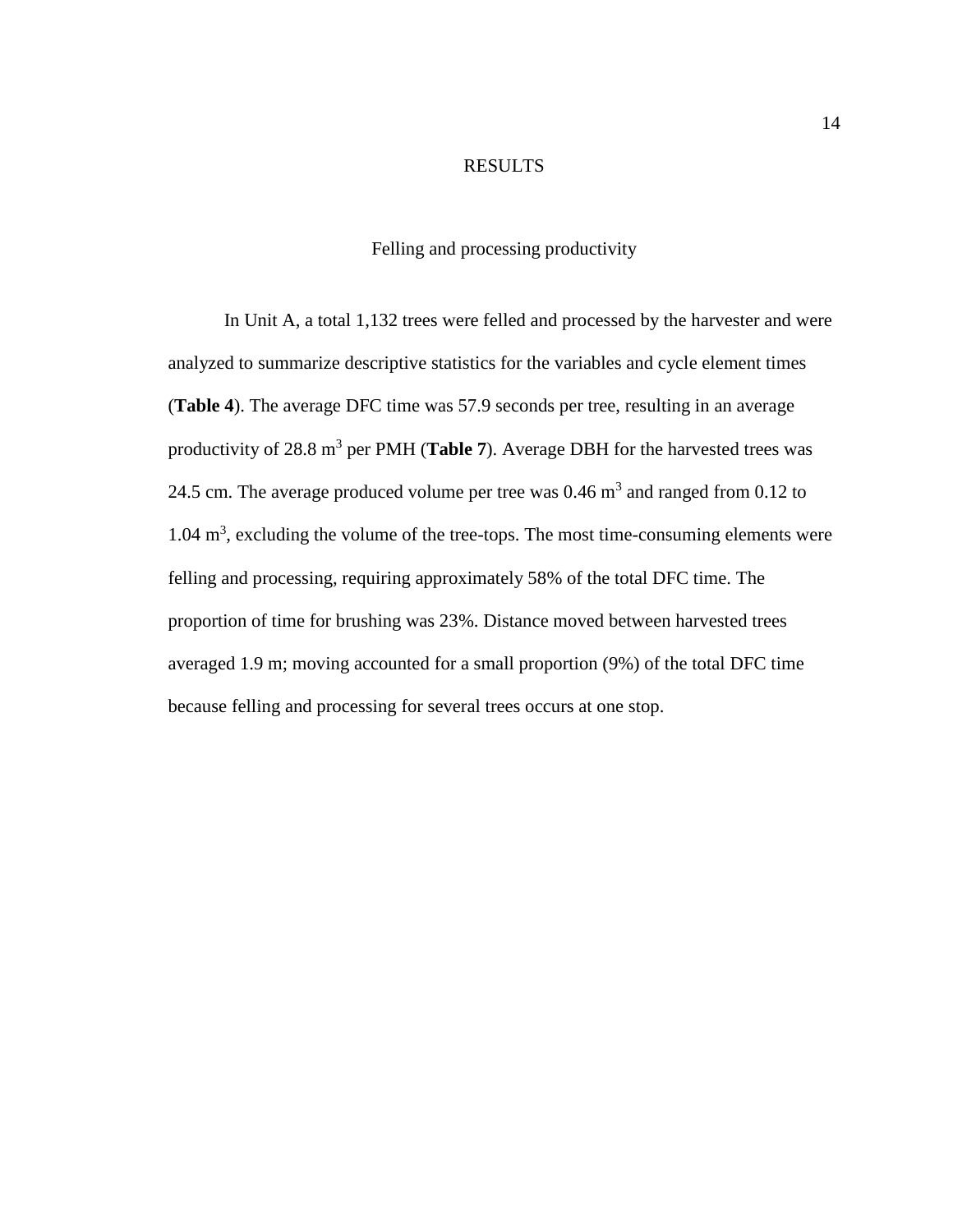# RESULTS

## Felling and processing productivity

In Unit A, a total 1,132 trees were felled and processed by the harvester and were analyzed to summarize descriptive statistics for the variables and cycle element times (**Table 4**). The average DFC time was 57.9 seconds per tree, resulting in an average productivity of 28.8 $m^3$ per PMH (**Table 7**). Average DBH for the harvested trees was 24.5 cm. The average produced volume per tree was 0.46 $m^3$ and ranged from 0.12 to 1.04 $m^3$, excluding the volume of the tree-tops. The most time-consuming elements were felling and processing, requiring approximately 58% of the total DFC time. The proportion of time for brushing was 23%. Distance moved between harvested trees averaged 1.9 m; moving accounted for a small proportion (9%) of the total DFC time because felling and processing for several trees occurs at one stop.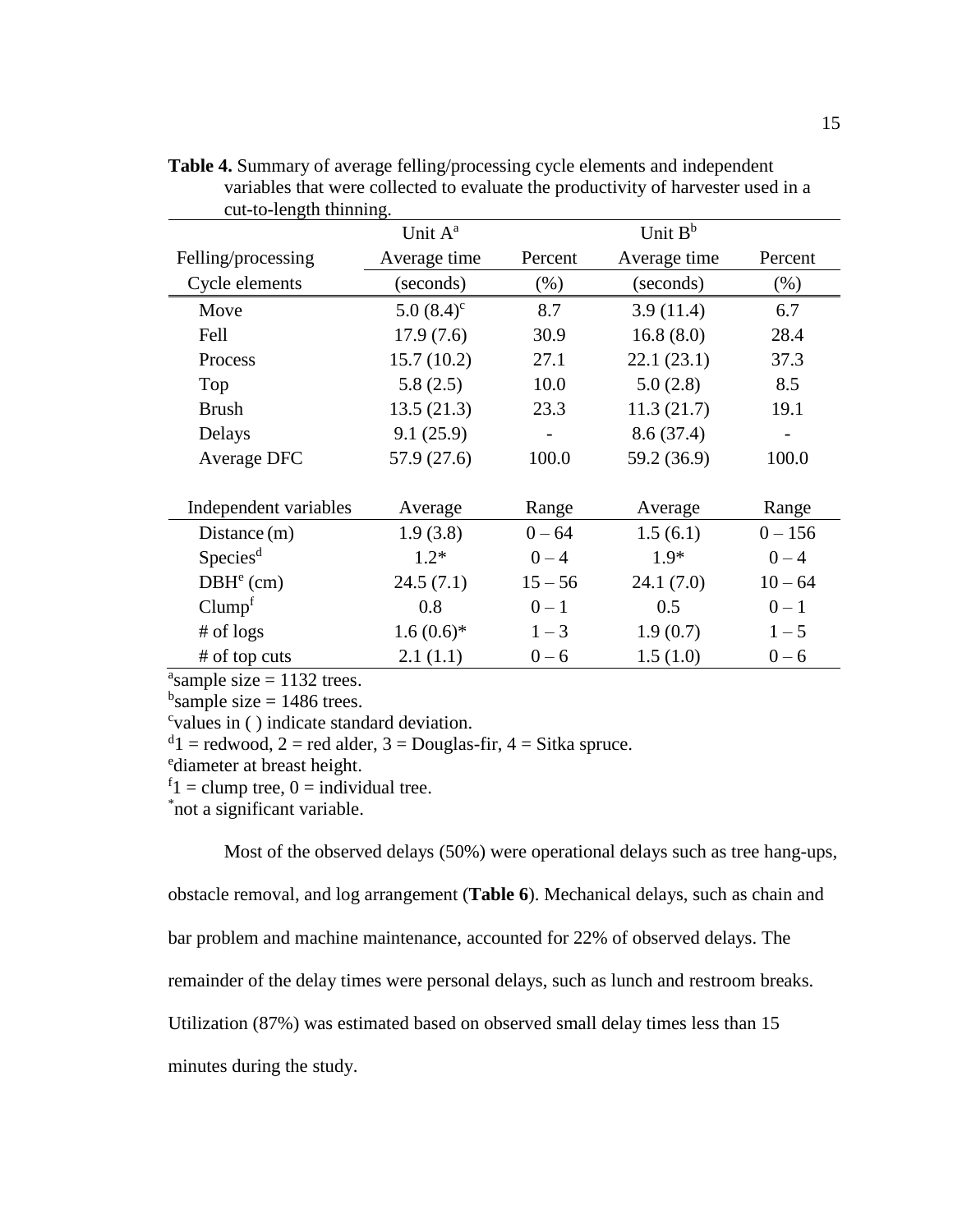**Table 4.** Summary of average felling/processing cycle elements and independent variables that were collected to evaluate the productivity of harvester used in a cut-to-length thinning.

| | Unit A[a] | | Unit B[b] | |
|---|---|---|---|---|
| Felling/processing Cycle elements | Average time (seconds) | Percent (%) | Average time (seconds) | Percent (%) |
| Move | 5.0 (8.4)[c] | 8.7 | 3.9 (11.4) | 6.7 |
| Fell | 17.9 (7.6) | 30.9 | 16.8 (8.0) | 28.4 |
| Process | 15.7 (10.2) | 27.1 | 22.1 (23.1) | 37.3 |
| Top | 5.8 (2.5) | 10.0 | 5.0 (2.8) | 8.5 |
| Brush | 13.5 (21.3) | 23.3 | 11.3 (21.7) | 19.1 |
| Delays | 9.1 (25.9) | - | 8.6 (37.4) | - |
| Average DFC | 57.9 (27.6) | 100.0 | 59.2 (36.9) | 100.0 |
| **Independent variables** | **Average** | **Range** | **Average** | **Range** |
| Distance (m) | 1.9 (3.8) | 0 – 64 | 1.5 (6.1) | 0 – 156 |
| Species[d] | 1.2* | 0 – 4 | 1.9* | 0 – 4 |
| DBH[e] (cm) | 24.5 (7.1) | 15 – 56 | 24.1 (7.0) | 10 – 64 |
| Clump[f] | 0.8 | 0 – 1 | 0.5 | 0 – 1 |
| # of logs | 1.6 (0.6)* | 1 – 3 | 1.9 (0.7) | 1 – 5 |
| # of top cuts | 2.1 (1.1) | 0 – 6 | 1.5 (1.0) | 0 – 6 |

[a]sample size = 1132 trees.
[b]sample size = 1486 trees.
[c]values in ( ) indicate standard deviation.
[d]1 = redwood, 2 = red alder, 3 = Douglas-fir, 4 = Sitka spruce.
[e]diameter at breast height.
[f]1 = clump tree, 0 = individual tree.
*not a significant variable.

Most of the observed delays (50%) were operational delays such as tree hang-ups, obstacle removal, and log arrangement (**Table 6**). Mechanical delays, such as chain and bar problem and machine maintenance, accounted for 22% of observed delays. The remainder of the delay times were personal delays, such as lunch and restroom breaks. Utilization (87%) was estimated based on observed small delay times less than 15 minutes during the study.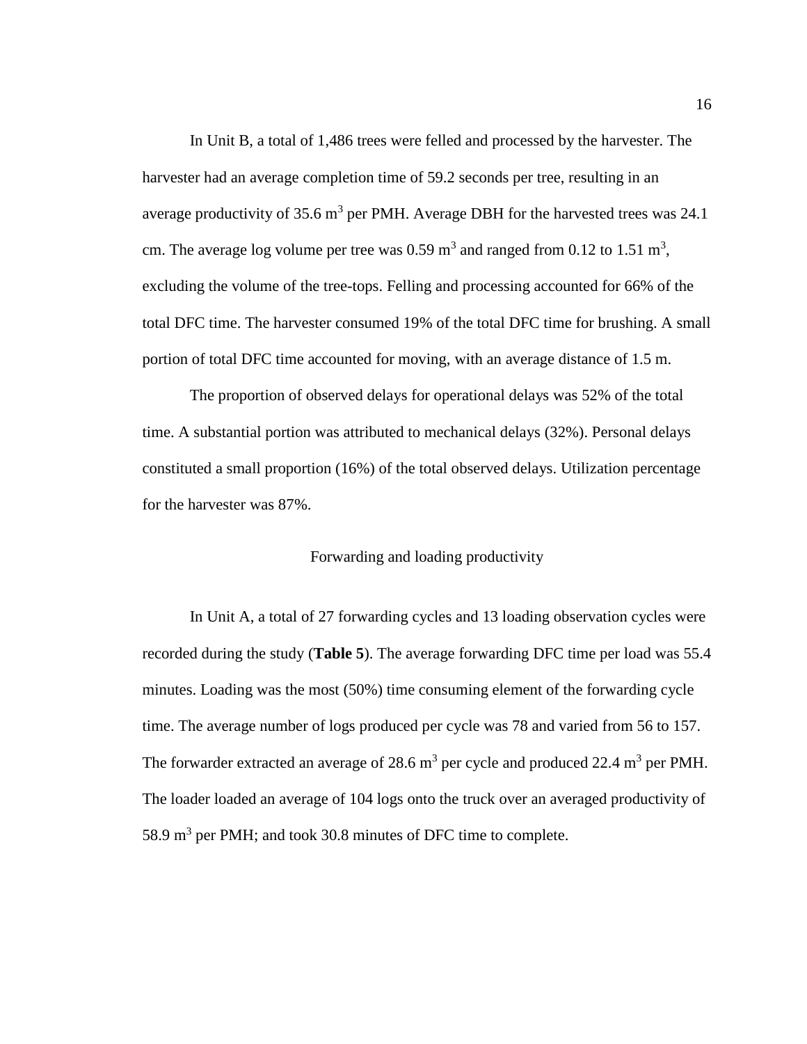In Unit B, a total of 1,486 trees were felled and processed by the harvester. The harvester had an average completion time of 59.2 seconds per tree, resulting in an average productivity of 35.6 $m^3$ per PMH. Average DBH for the harvested trees was 24.1 cm. The average log volume per tree was 0.59 $m^3$ and ranged from 0.12 to 1.51 $m^3$, excluding the volume of the tree-tops. Felling and processing accounted for 66% of the total DFC time. The harvester consumed 19% of the total DFC time for brushing. A small portion of total DFC time accounted for moving, with an average distance of 1.5 m.

The proportion of observed delays for operational delays was 52% of the total time. A substantial portion was attributed to mechanical delays (32%). Personal delays constituted a small proportion (16%) of the total observed delays. Utilization percentage for the harvester was 87%.

## Forwarding and loading productivity

In Unit A, a total of 27 forwarding cycles and 13 loading observation cycles were recorded during the study (**Table 5**). The average forwarding DFC time per load was 55.4 minutes. Loading was the most (50%) time consuming element of the forwarding cycle time. The average number of logs produced per cycle was 78 and varied from 56 to 157. The forwarder extracted an average of 28.6 $m^3$ per cycle and produced 22.4 $m^3$ per PMH. The loader loaded an average of 104 logs onto the truck over an averaged productivity of 58.9 $m^3$ per PMH; and took 30.8 minutes of DFC time to complete.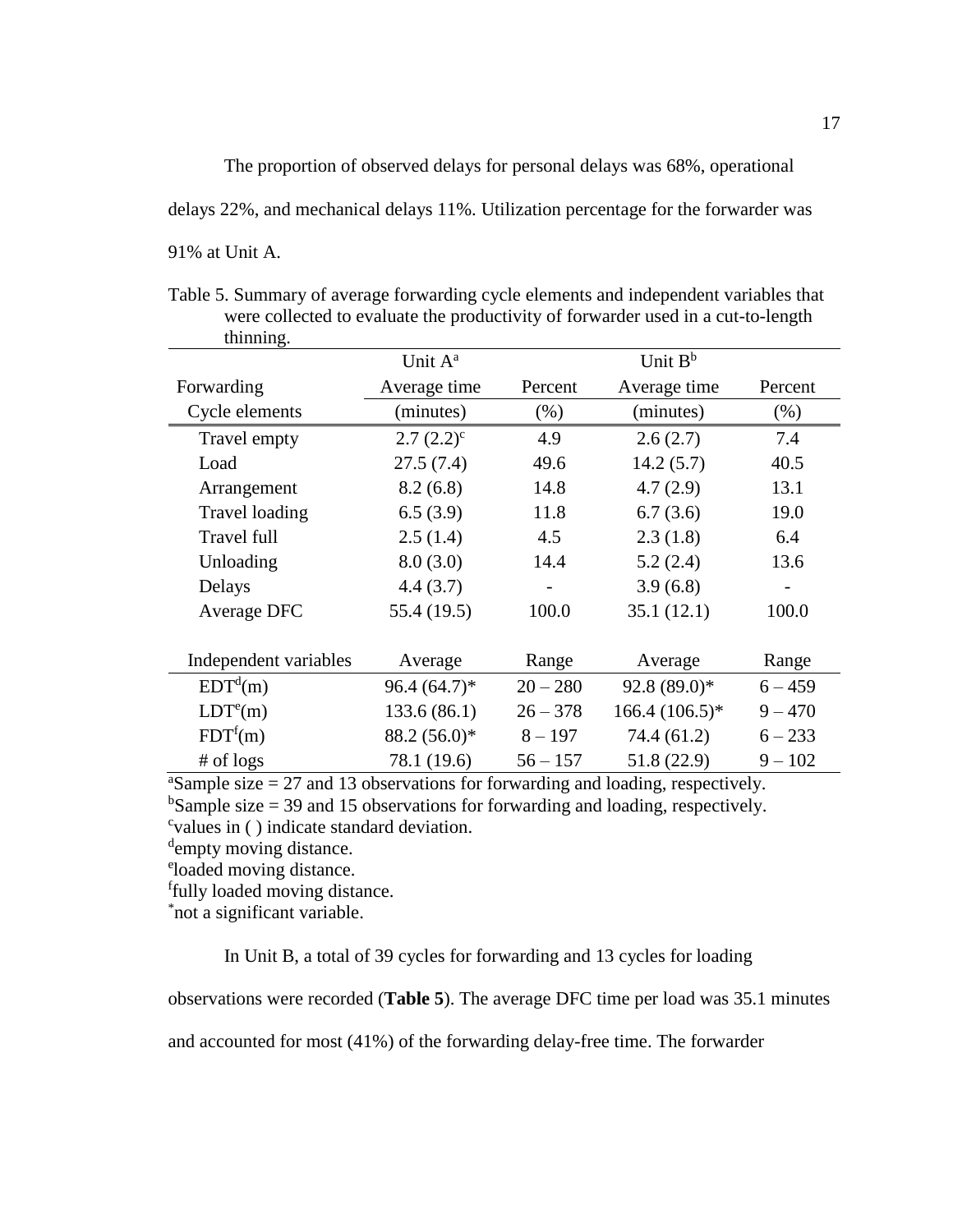The proportion of observed delays for personal delays was 68%, operational delays 22%, and mechanical delays 11%. Utilization percentage for the forwarder was 91% at Unit A.

Table 5. Summary of average forwarding cycle elements and independent variables that were collected to evaluate the productivity of forwarder used in a cut-to-length thinning.

| | Unit A[a] | | Unit B[b] | |
|---|---|---|---|---|
| Forwarding Cycle elements | Average time (minutes) | Percent (%) | Average time (minutes) | Percent (%) |
| Travel empty | 2.7 (2.2)[c] | 4.9 | 2.6 (2.7) | 7.4 |
| Load | 27.5 (7.4) | 49.6 | 14.2 (5.7) | 40.5 |
| Arrangement | 8.2 (6.8) | 14.8 | 4.7 (2.9) | 13.1 |
| Travel loading | 6.5 (3.9) | 11.8 | 6.7 (3.6) | 19.0 |
| Travel full | 2.5 (1.4) | 4.5 | 2.3 (1.8) | 6.4 |
| Unloading | 8.0 (3.0) | 14.4 | 5.2 (2.4) | 13.6 |
| Delays | 4.4 (3.7) | - | 3.9 (6.8) | - |
| Average DFC | 55.4 (19.5) | 100.0 | 35.1 (12.1) | 100.0 |
| Independent variables | Average | Range | Average | Range |
| EDT[d](m) | 96.4 (64.7)* | 20 – 280 | 92.8 (89.0)* | 6 – 459 |
| LDT[e](m) | 133.6 (86.1) | 26 – 378 | 166.4 (106.5)* | 9 – 470 |
| FDT[f](m) | 88.2 (56.0)* | 8 – 197 | 74.4 (61.2) | 6 – 233 |
| # of logs | 78.1 (19.6) | 56 – 157 | 51.8 (22.9) | 9 – 102 |

[a]Sample size = 27 and 13 observations for forwarding and loading, respectively.
[b]Sample size = 39 and 15 observations for forwarding and loading, respectively.
[c]values in ( ) indicate standard deviation.
[d]empty moving distance.
[e]loaded moving distance.
[f]fully loaded moving distance.
*not a significant variable.

In Unit B, a total of 39 cycles for forwarding and 13 cycles for loading observations were recorded (**Table 5**). The average DFC time per load was 35.1 minutes and accounted for most (41%) of the forwarding delay-free time. The forwarder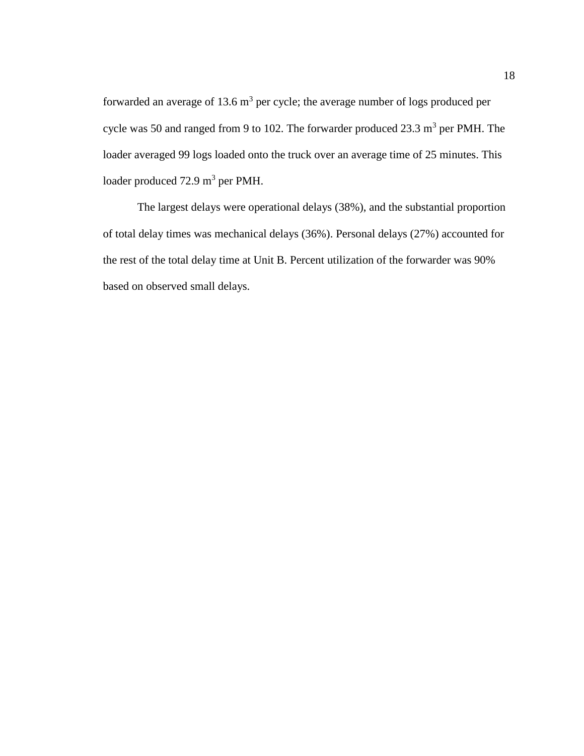forwarded an average of 13.6 $m^3$ per cycle; the average number of logs produced per cycle was 50 and ranged from 9 to 102. The forwarder produced 23.3 $m^3$ per PMH. The loader averaged 99 logs loaded onto the truck over an average time of 25 minutes. This loader produced 72.9 $m^3$ per PMH.

The largest delays were operational delays (38%), and the substantial proportion of total delay times was mechanical delays (36%). Personal delays (27%) accounted for the rest of the total delay time at Unit B. Percent utilization of the forwarder was 90% based on observed small delays.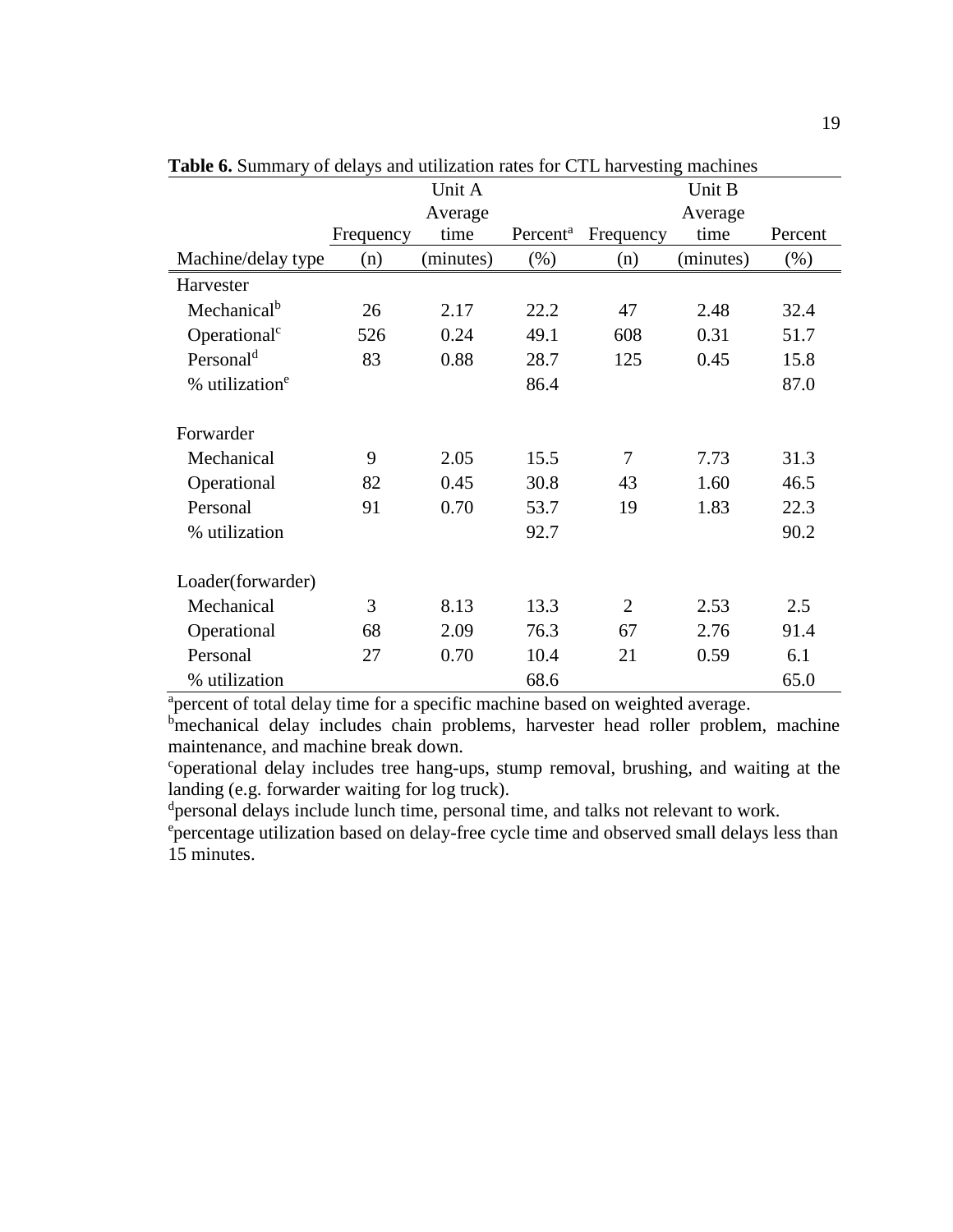**Table 6.** Summary of delays and utilization rates for CTL harvesting machines

| | Unit A | | | Unit B | | |
|---|---|---|---|---|---|---|
| Machine/delay type | Frequency (n) | Average time (minutes) | Percent[a] (%) | Frequency (n) | Average time (minutes) | Percent (%) |
| Harvester | | | | | | |
| Mechanical[b] | 26 | 2.17 | 22.2 | 47 | 2.48 | 32.4 |
| Operational[c] | 526 | 0.24 | 49.1 | 608 | 0.31 | 51.7 |
| Personal[d] | 83 | 0.88 | 28.7 | 125 | 0.45 | 15.8 |
| % utilization[e] | | | 86.4 | | | 87.0 |
| Forwarder | | | | | | |
| Mechanical | 9 | 2.05 | 15.5 | 7 | 7.73 | 31.3 |
| Operational | 82 | 0.45 | 30.8 | 43 | 1.60 | 46.5 |
| Personal | 91 | 0.70 | 53.7 | 19 | 1.83 | 22.3 |
| % utilization | | | 92.7 | | | 90.2 |
| Loader(forwarder) | | | | | | |
| Mechanical | 3 | 8.13 | 13.3 | 2 | 2.53 | 2.5 |
| Operational | 68 | 2.09 | 76.3 | 67 | 2.76 | 91.4 |
| Personal | 27 | 0.70 | 10.4 | 21 | 0.59 | 6.1 |
| % utilization | | | 68.6 | | | 65.0 |

[a]percent of total delay time for a specific machine based on weighted average.
[b]mechanical delay includes chain problems, harvester head roller problem, machine maintenance, and machine break down.
[c]operational delay includes tree hang-ups, stump removal, brushing, and waiting at the landing (e.g. forwarder waiting for log truck).
[d]personal delays include lunch time, personal time, and talks not relevant to work.
[e]percentage utilization based on delay-free cycle time and observed small delays less than 15 minutes.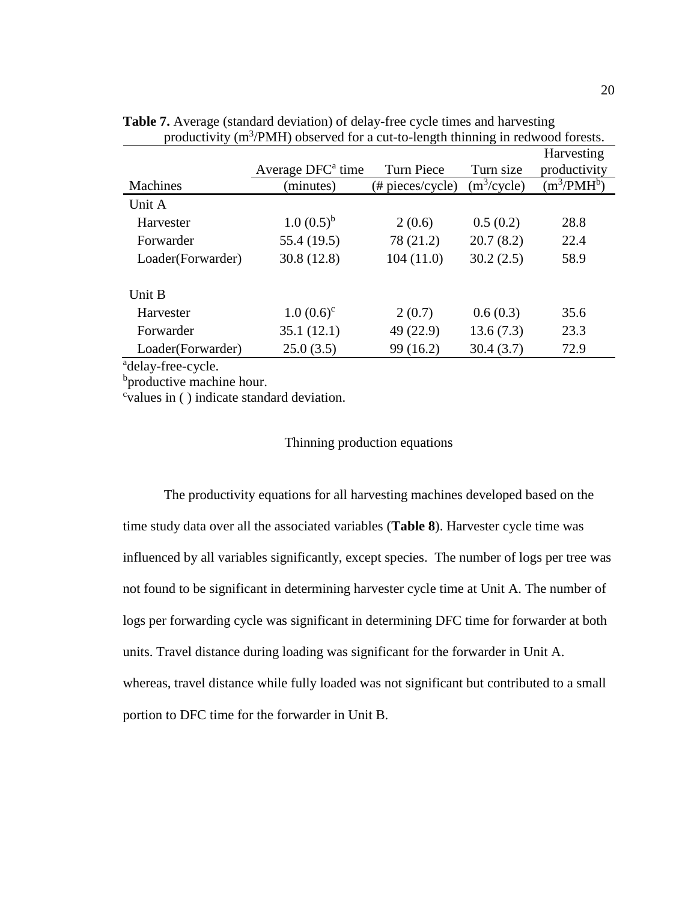**Table 7.** Average (standard deviation) of delay-free cycle times and harvesting productivity ($m^3$/PMH) observed for a cut-to-length thinning in redwood forests.

| Machines | Average DFC[a] time (minutes) | Turn Piece (# pieces/cycle) | Turn size ($m^3$/cycle) | Harvesting productivity ($m^3$/PMH[b]) |
|---|---|---|---|---|
| Unit A | | | | |
| Harvester | 1.0 (0.5)[b] | 2 (0.6) | 0.5 (0.2) | 28.8 |
| Forwarder | 55.4 (19.5) | 78 (21.2) | 20.7 (8.2) | 22.4 |
| Loader(Forwarder) | 30.8 (12.8) | 104 (11.0) | 30.2 (2.5) | 58.9 |
| Unit B | | | | |
| Harvester | 1.0 (0.6)[c] | 2 (0.7) | 0.6 (0.3) | 35.6 |
| Forwarder | 35.1 (12.1) | 49 (22.9) | 13.6 (7.3) | 23.3 |
| Loader(Forwarder) | 25.0 (3.5) | 99 (16.2) | 30.4 (3.7) | 72.9 |

[a]delay-free-cycle.
[b]productive machine hour.
[c]values in ( ) indicate standard deviation.

## Thinning production equations

The productivity equations for all harvesting machines developed based on the time study data over all the associated variables (**Table 8**). Harvester cycle time was influenced by all variables significantly, except species. The number of logs per tree was not found to be significant in determining harvester cycle time at Unit A. The number of logs per forwarding cycle was significant in determining DFC time for forwarder at both units. Travel distance during loading was significant for the forwarder in Unit A. whereas, travel distance while fully loaded was not significant but contributed to a small portion to DFC time for the forwarder in Unit B.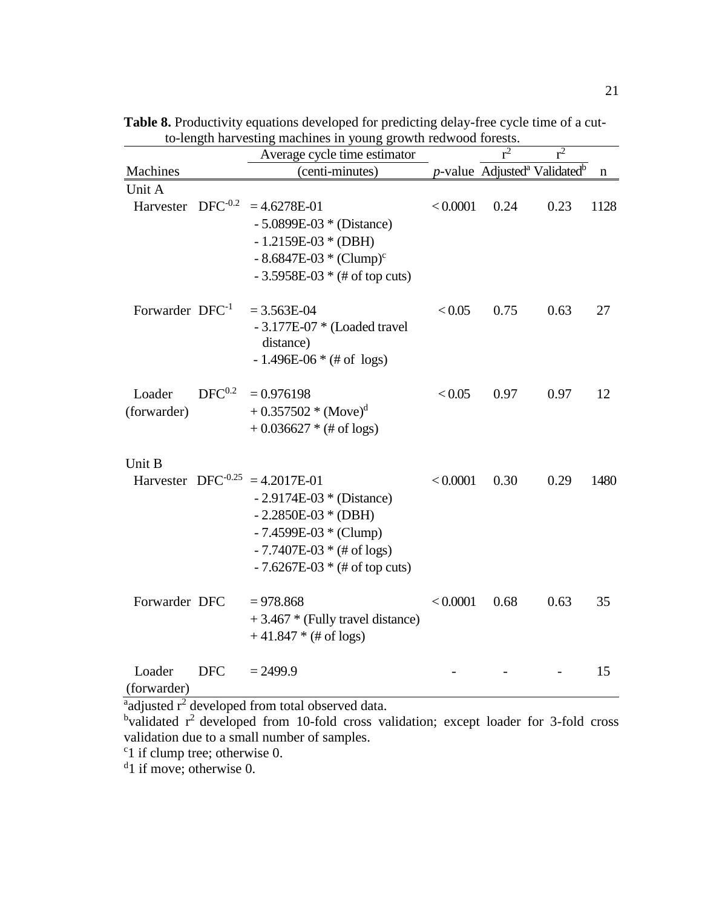**Table 8.** Productivity equations developed for predicting delay-free cycle time of a cut-to-length harvesting machines in young growth redwood forests.

| Machines | | Average cycle time estimator (centi-minutes) | *p*-value | $r^2$ Adjusted[a] | $r^2$ Validated[b] | n |
|---|---|---|---|---|---|---|
| Unit A | | | | | | |
| Harvester | $DFC^{-0.2}$ | = 4.6278E-01 - 5.0899E-03 * (Distance) - 1.2159E-03 * (DBH) - 8.6847E-03 * (Clump)[c] - 3.5958E-03 * (# of top cuts) | < 0.0001 | 0.24 | 0.23 | 1128 |
| Forwarder | $DFC^{-1}$ | = 3.563E-04 - 3.177E-07 * (Loaded travel distance) - 1.496E-06 * (# of logs) | < 0.05 | 0.75 | 0.63 | 27 |
| Loader (forwarder) | $DFC^{0.2}$ | = 0.976198 + 0.357502 * (Move)[d] + 0.036627 * (# of logs) | < 0.05 | 0.97 | 0.97 | 12 |
| Unit B | | | | | | |
| Harvester | $DFC^{-0.25}$ | = 4.2017E-01 - 2.9174E-03 * (Distance) - 2.2850E-03 * (DBH) - 7.4599E-03 * (Clump) - 7.7407E-03 * (# of logs) - 7.6267E-03 * (# of top cuts) | < 0.0001 | 0.30 | 0.29 | 1480 |
| Forwarder | DFC | = 978.868 + 3.467 * (Fully travel distance) + 41.847 * (# of logs) | < 0.0001 | 0.68 | 0.63 | 35 |
| Loader (forwarder) | DFC | = 2499.9 | - | - | - | 15 |

[a]adjusted $r^2$ developed from total observed data.
[b]validated $r^2$ developed from 10-fold cross validation; except loader for 3-fold cross validation due to a small number of samples.
[c]1 if clump tree; otherwise 0.
[d]1 if move; otherwise 0.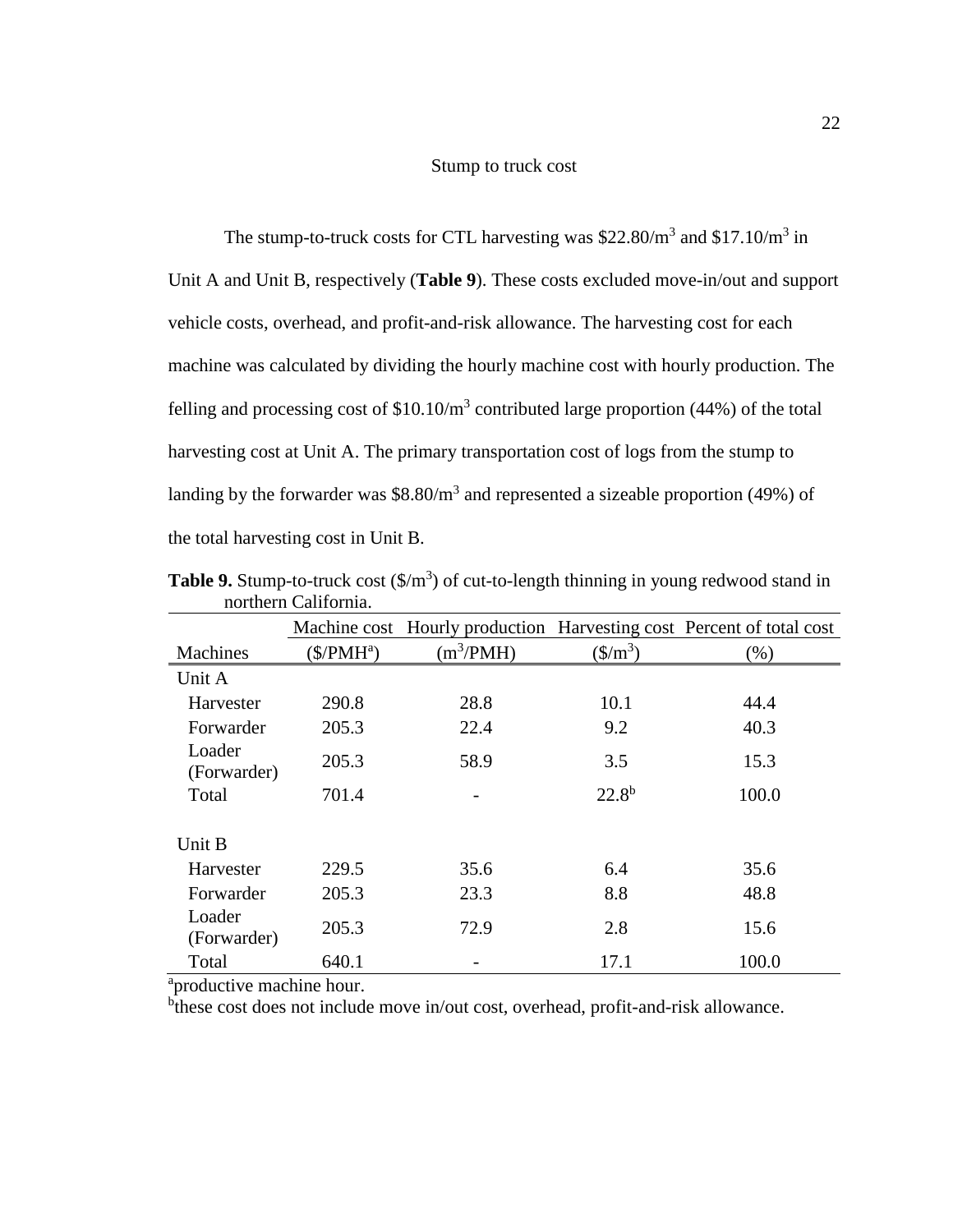## Stump to truck cost

The stump-to-truck costs for CTL harvesting was \$22.80/m$^3$ and \$17.10/m$^3$ in Unit A and Unit B, respectively (**Table 9**). These costs excluded move-in/out and support vehicle costs, overhead, and profit-and-risk allowance. The harvesting cost for each machine was calculated by dividing the hourly machine cost with hourly production. The felling and processing cost of \$10.10/m$^3$ contributed large proportion (44%) of the total harvesting cost at Unit A. The primary transportation cost of logs from the stump to landing by the forwarder was \$8.80/m$^3$ and represented a sizeable proportion (49%) of the total harvesting cost in Unit B.

**Table 9.** Stump-to-truck cost (\$/m$^3$) of cut-to-length thinning in young redwood stand in northern California.

| Machines | Machine cost (\$/PMH[a]) | Hourly production (m$^3$/PMH) | Harvesting cost (\$/m$^3$) | Percent of total cost (%) |
|---|---|---|---|---|
| Unit A | | | | |
| Harvester | 290.8 | 28.8 | 10.1 | 44.4 |
| Forwarder | 205.3 | 22.4 | 9.2 | 40.3 |
| Loader (Forwarder) | 205.3 | 58.9 | 3.5 | 15.3 |
| Total | 701.4 | - | 22.8[b] | 100.0 |
| Unit B | | | | |
| Harvester | 229.5 | 35.6 | 6.4 | 35.6 |
| Forwarder | 205.3 | 23.3 | 8.8 | 48.8 |
| Loader (Forwarder) | 205.3 | 72.9 | 2.8 | 15.6 |
| Total | 640.1 | - | 17.1 | 100.0 |

[a]productive machine hour.
[b]these cost does not include move in/out cost, overhead, profit-and-risk allowance.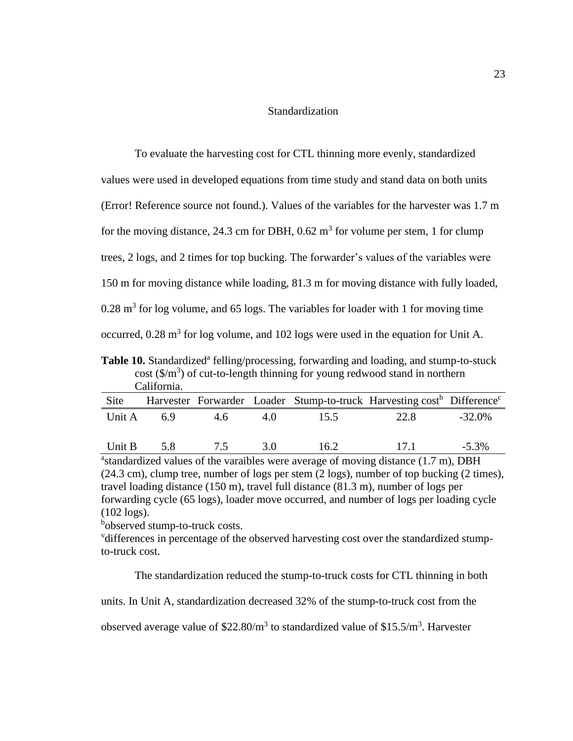## Standardization

To evaluate the harvesting cost for CTL thinning more evenly, standardized values were used in developed equations from time study and stand data on both units (Error! Reference source not found.). Values of the variables for the harvester was 1.7 m for the moving distance, 24.3 cm for DBH, 0.62 $m^3$ for volume per stem, 1 for clump trees, 2 logs, and 2 times for top bucking. The forwarder's values of the variables were 150 m for moving distance while loading, 81.3 m for moving distance with fully loaded, 0.28 $m^3$ for log volume, and 65 logs. The variables for loader with 1 for moving time occurred, 0.28 $m^3$ for log volume, and 102 logs were used in the equation for Unit A.

**Table 10.** Standardized[a] felling/processing, forwarding and loading, and stump-to-stuck cost ($\$/m^3$) of cut-to-length thinning for young redwood stand in northern California.

| Site | Harvester | Forwarder | Loader | Stump-to-truck | Harvesting cost[b] | Difference[c] |
|---|---|---|---|---|---|---|
| Unit A | 6.9 | 4.6 | 4.0 | 15.5 | 22.8 | -32.0% |
| Unit B | 5.8 | 7.5 | 3.0 | 16.2 | 17.1 | -5.3% |

[a]standardized values of the varaibles were average of moving distance (1.7 m), DBH (24.3 cm), clump tree, number of logs per stem (2 logs), number of top bucking (2 times), travel loading distance (150 m), travel full distance (81.3 m), number of logs per forwarding cycle (65 logs), loader move occurred, and number of logs per loading cycle (102 logs).

[b]observed stump-to-truck costs.

[v]differences in percentage of the observed harvesting cost over the standardized stump-to-truck cost.

The standardization reduced the stump-to-truck costs for CTL thinning in both units. In Unit A, standardization decreased 32% of the stump-to-truck cost from the observed average value of $\$22.80/m^3$ to standardized value of $\$15.5/m^3$. Harvester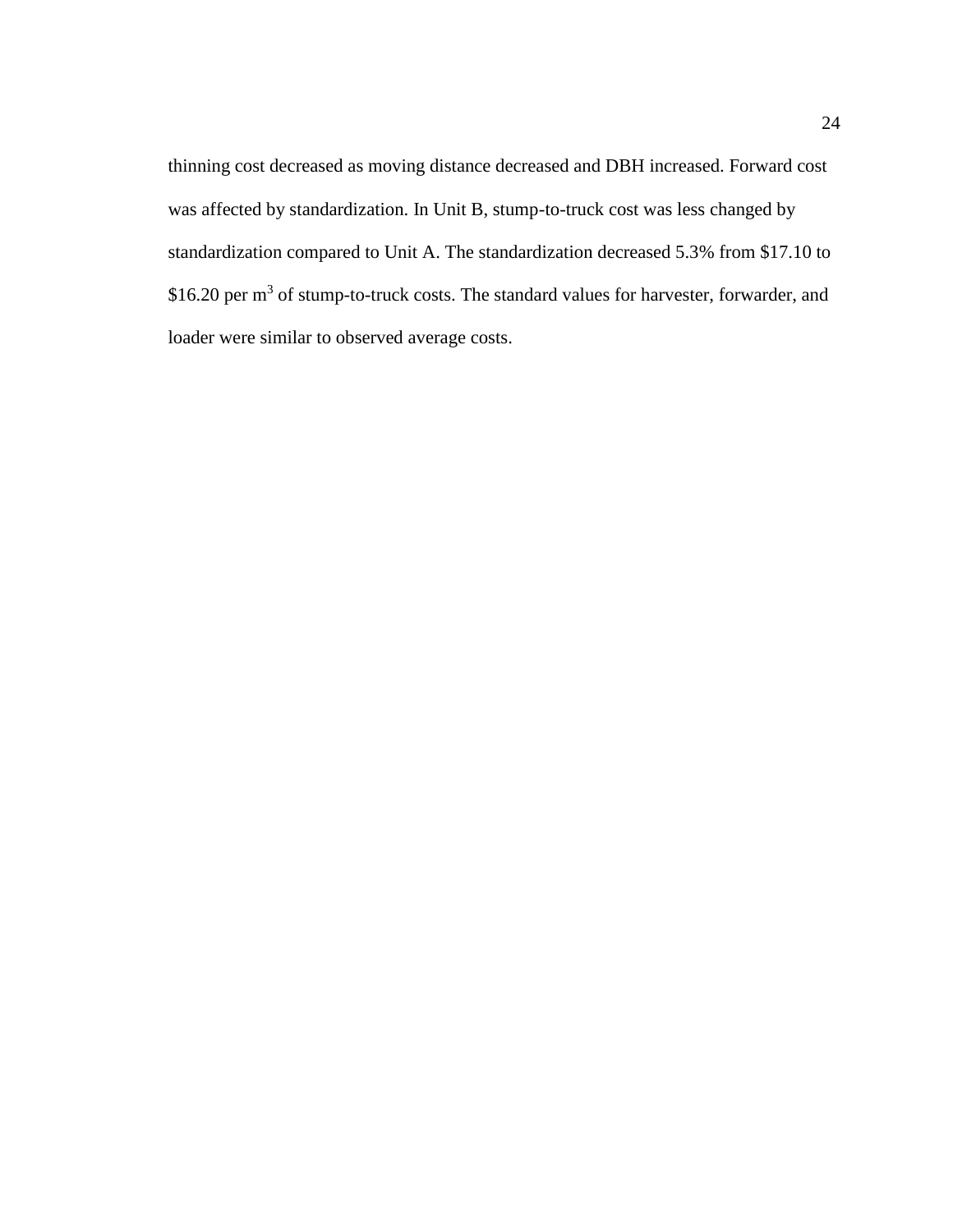thinning cost decreased as moving distance decreased and DBH increased. Forward cost was affected by standardization. In Unit B, stump-to-truck cost was less changed by standardization compared to Unit A. The standardization decreased 5.3% from $17.10 to $16.20 per $m^3$ of stump-to-truck costs. The standard values for harvester, forwarder, and loader were similar to observed average costs.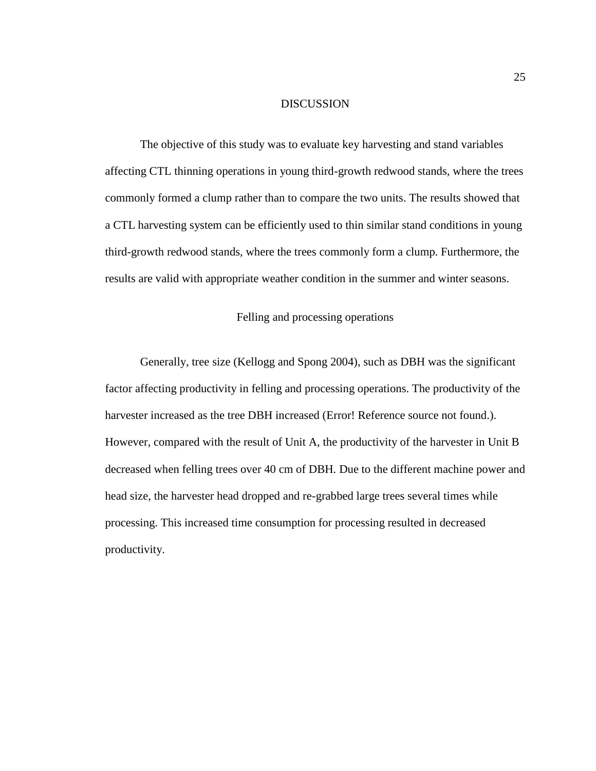# DISCUSSION

The objective of this study was to evaluate key harvesting and stand variables affecting CTL thinning operations in young third-growth redwood stands, where the trees commonly formed a clump rather than to compare the two units. The results showed that a CTL harvesting system can be efficiently used to thin similar stand conditions in young third-growth redwood stands, where the trees commonly form a clump. Furthermore, the results are valid with appropriate weather condition in the summer and winter seasons.

## Felling and processing operations

Generally, tree size (Kellogg and Spong 2004), such as DBH was the significant factor affecting productivity in felling and processing operations. The productivity of the harvester increased as the tree DBH increased (Error! Reference source not found.). However, compared with the result of Unit A, the productivity of the harvester in Unit B decreased when felling trees over 40 cm of DBH. Due to the different machine power and head size, the harvester head dropped and re-grabbed large trees several times while processing. This increased time consumption for processing resulted in decreased productivity.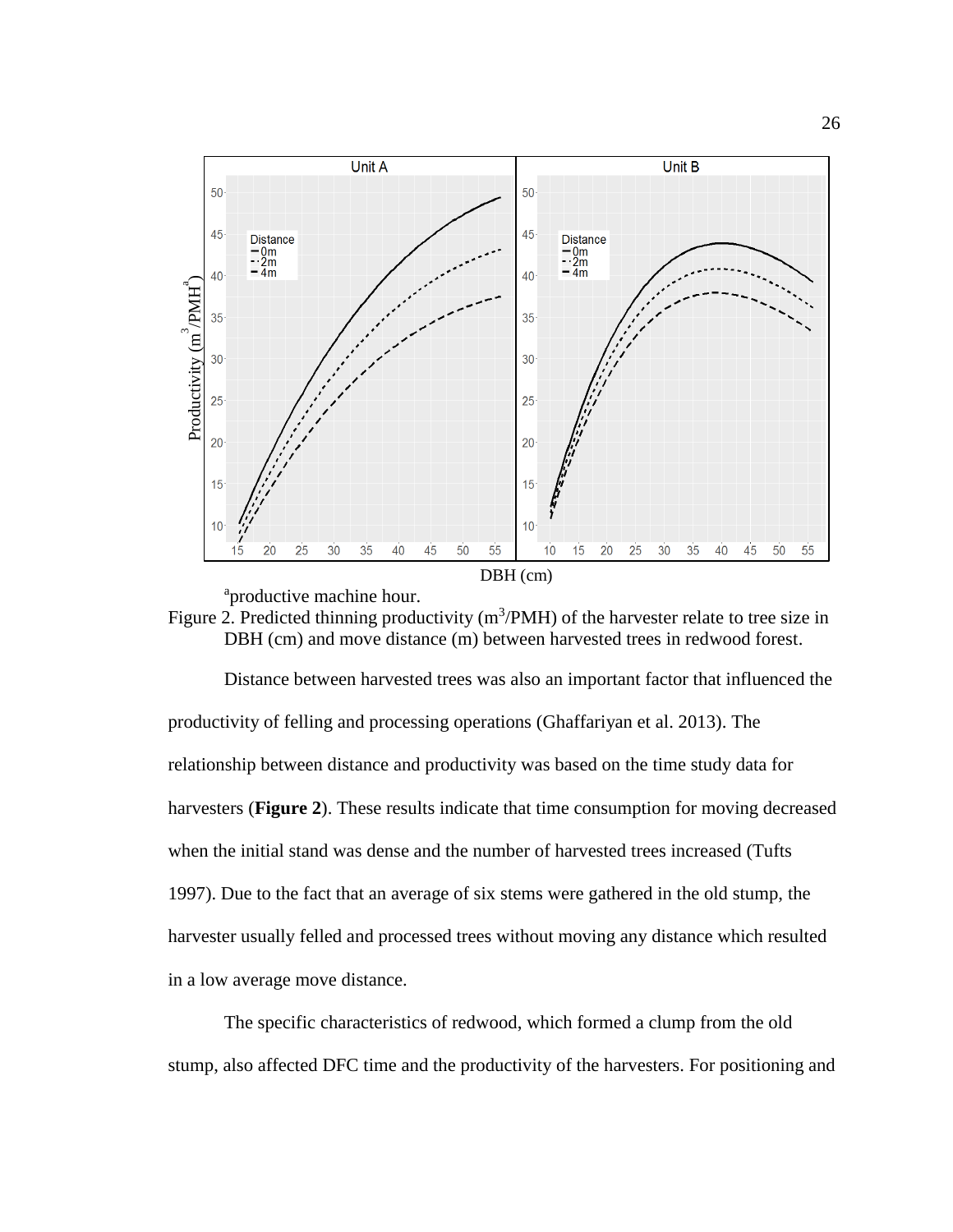[a]productive machine hour.

Figure 2. Predicted thinning productivity ($m^3$/PMH) of the harvester relate to tree size in DBH (cm) and move distance (m) between harvested trees in redwood forest.

Distance between harvested trees was also an important factor that influenced the productivity of felling and processing operations (Ghaffariyan et al. 2013). The relationship between distance and productivity was based on the time study data for harvesters (**Figure 2**). These results indicate that time consumption for moving decreased when the initial stand was dense and the number of harvested trees increased (Tufts 1997). Due to the fact that an average of six stems were gathered in the old stump, the harvester usually felled and processed trees without moving any distance which resulted in a low average move distance.

The specific characteristics of redwood, which formed a clump from the old stump, also affected DFC time and the productivity of the harvesters. For positioning and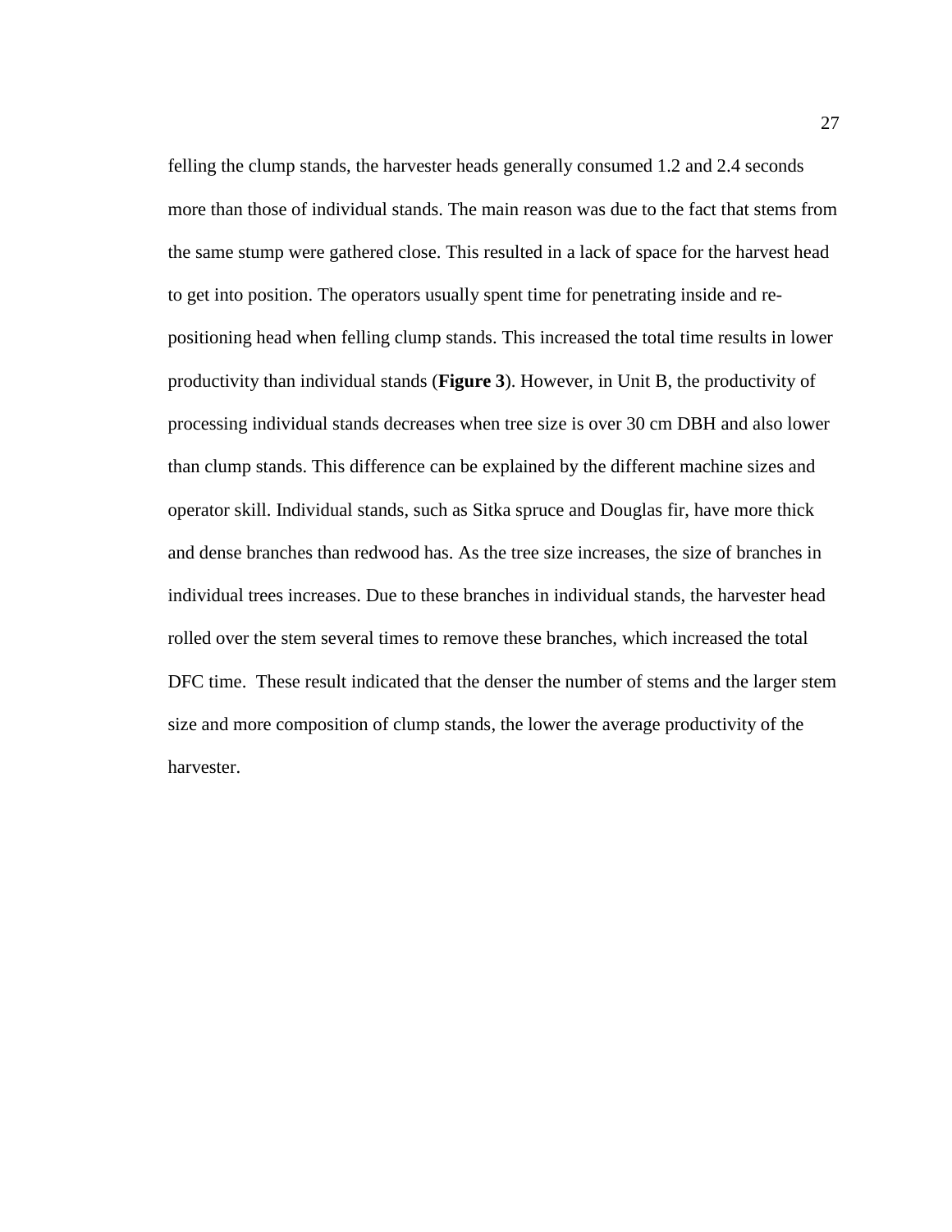felling the clump stands, the harvester heads generally consumed 1.2 and 2.4 seconds more than those of individual stands. The main reason was due to the fact that stems from the same stump were gathered close. This resulted in a lack of space for the harvest head to get into position. The operators usually spent time for penetrating inside and re-positioning head when felling clump stands. This increased the total time results in lower productivity than individual stands (**Figure 3**). However, in Unit B, the productivity of processing individual stands decreases when tree size is over 30 cm DBH and also lower than clump stands. This difference can be explained by the different machine sizes and operator skill. Individual stands, such as Sitka spruce and Douglas fir, have more thick and dense branches than redwood has. As the tree size increases, the size of branches in individual trees increases. Due to these branches in individual stands, the harvester head rolled over the stem several times to remove these branches, which increased the total DFC time.  These result indicated that the denser the number of stems and the larger stem size and more composition of clump stands, the lower the average productivity of the harvester.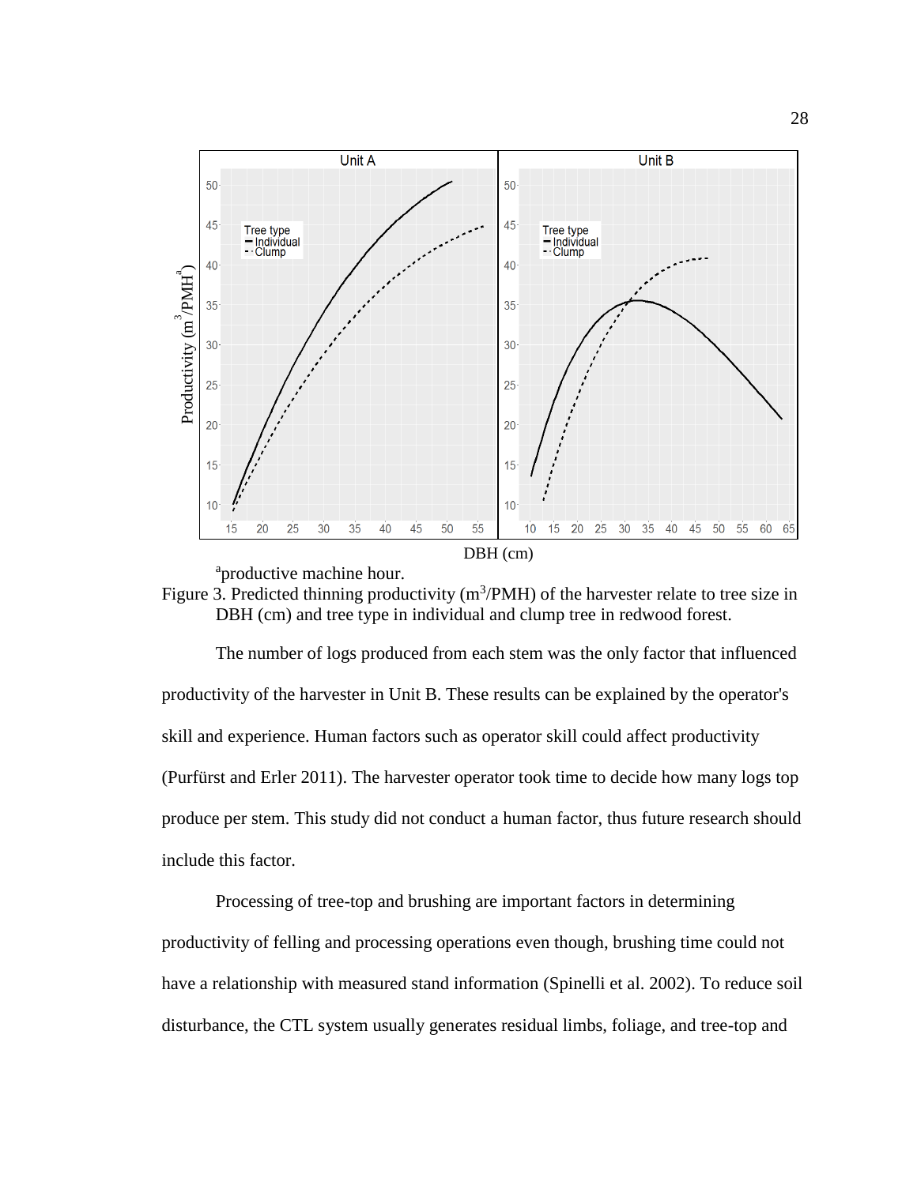[a]productive machine hour.

Figure 3. Predicted thinning productivity ($m^3$/PMH) of the harvester relate to tree size in DBH (cm) and tree type in individual and clump tree in redwood forest.

The number of logs produced from each stem was the only factor that influenced productivity of the harvester in Unit B. These results can be explained by the operator's skill and experience. Human factors such as operator skill could affect productivity (Purfürst and Erler 2011). The harvester operator took time to decide how many logs top produce per stem. This study did not conduct a human factor, thus future research should include this factor.

Processing of tree-top and brushing are important factors in determining productivity of felling and processing operations even though, brushing time could not have a relationship with measured stand information (Spinelli et al. 2002). To reduce soil disturbance, the CTL system usually generates residual limbs, foliage, and tree-top and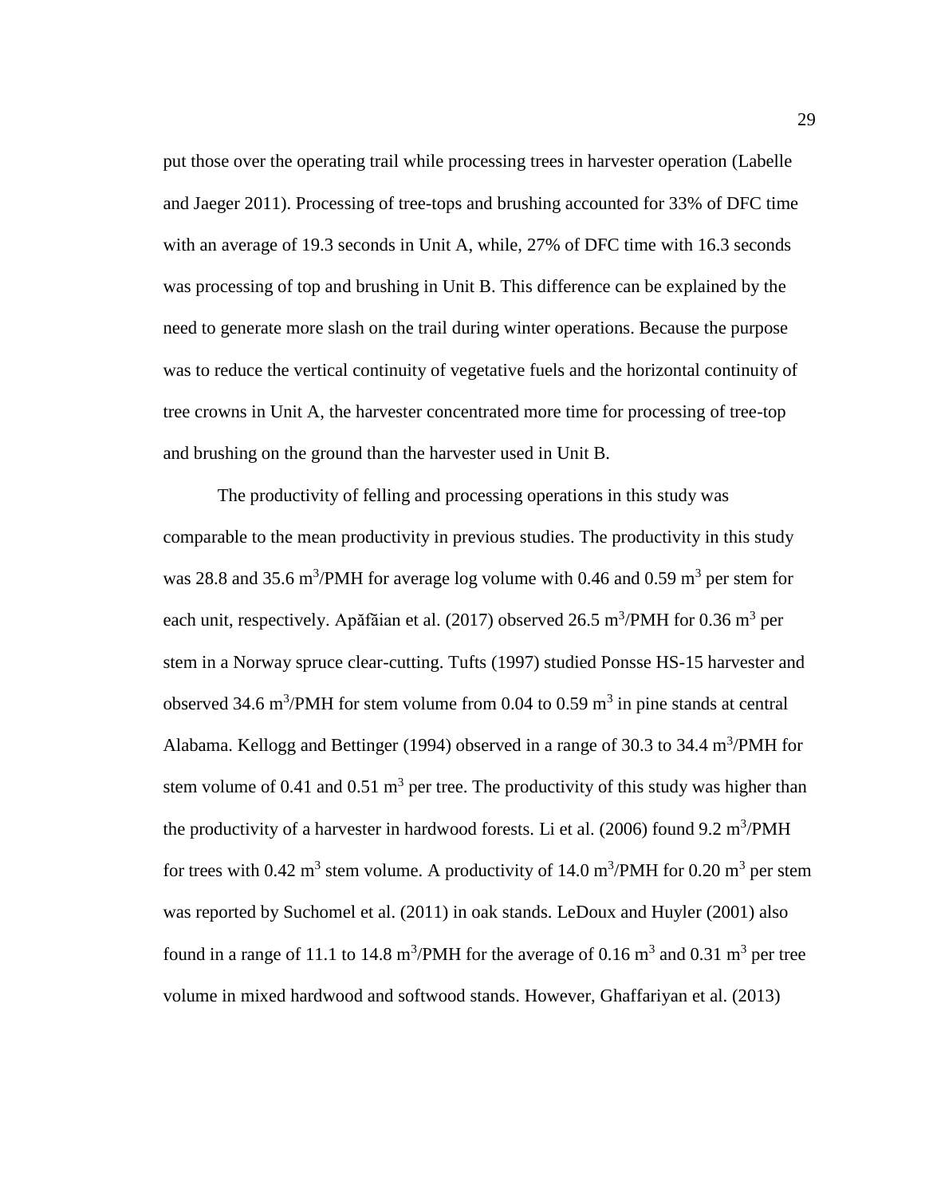put those over the operating trail while processing trees in harvester operation (Labelle and Jaeger 2011). Processing of tree-tops and brushing accounted for 33% of DFC time with an average of 19.3 seconds in Unit A, while, 27% of DFC time with 16.3 seconds was processing of top and brushing in Unit B. This difference can be explained by the need to generate more slash on the trail during winter operations. Because the purpose was to reduce the vertical continuity of vegetative fuels and the horizontal continuity of tree crowns in Unit A, the harvester concentrated more time for processing of tree-top and brushing on the ground than the harvester used in Unit B.

The productivity of felling and processing operations in this study was comparable to the mean productivity in previous studies. The productivity in this study was 28.8 and 35.6 $m^3$/PMH for average log volume with 0.46 and 0.59 $m^3$ per stem for each unit, respectively. Apăfăian et al. (2017) observed 26.5 $m^3$/PMH for 0.36 $m^3$ per stem in a Norway spruce clear-cutting. Tufts (1997) studied Ponsse HS-15 harvester and observed 34.6 $m^3$/PMH for stem volume from 0.04 to 0.59 $m^3$ in pine stands at central Alabama. Kellogg and Bettinger (1994) observed in a range of 30.3 to 34.4 $m^3$/PMH for stem volume of 0.41 and 0.51 $m^3$ per tree. The productivity of this study was higher than the productivity of a harvester in hardwood forests. Li et al. (2006) found 9.2 $m^3$/PMH for trees with 0.42 $m^3$ stem volume. A productivity of 14.0 $m^3$/PMH for 0.20 $m^3$ per stem was reported by Suchomel et al. (2011) in oak stands. LeDoux and Huyler (2001) also found in a range of 11.1 to 14.8 $m^3$/PMH for the average of 0.16 $m^3$ and 0.31 $m^3$ per tree volume in mixed hardwood and softwood stands. However, Ghaffariyan et al. (2013)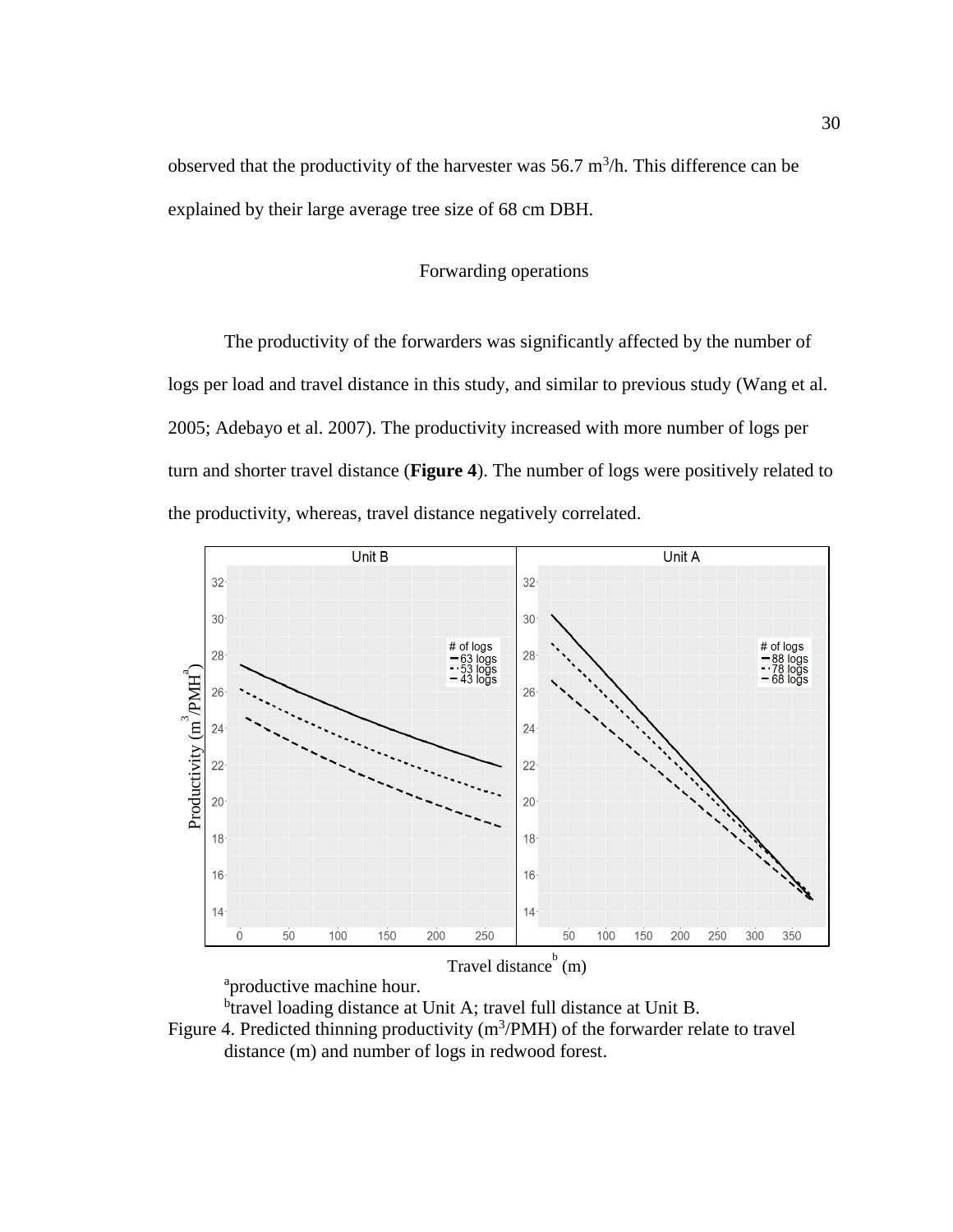observed that the productivity of the harvester was 56.7 $m^3$/h. This difference can be explained by their large average tree size of 68 cm DBH.

### Forwarding operations

The productivity of the forwarders was significantly affected by the number of logs per load and travel distance in this study, and similar to previous study (Wang et al. 2005; Adebayo et al. 2007). The productivity increased with more number of logs per turn and shorter travel distance (**Figure 4**). The number of logs were positively related to the productivity, whereas, travel distance negatively correlated.

[a]productive machine hour.

[b]travel loading distance at Unit A; travel full distance at Unit B.

Figure 4. Predicted thinning productivity ($m^3$/PMH) of the forwarder relate to travel distance (m) and number of logs in redwood forest.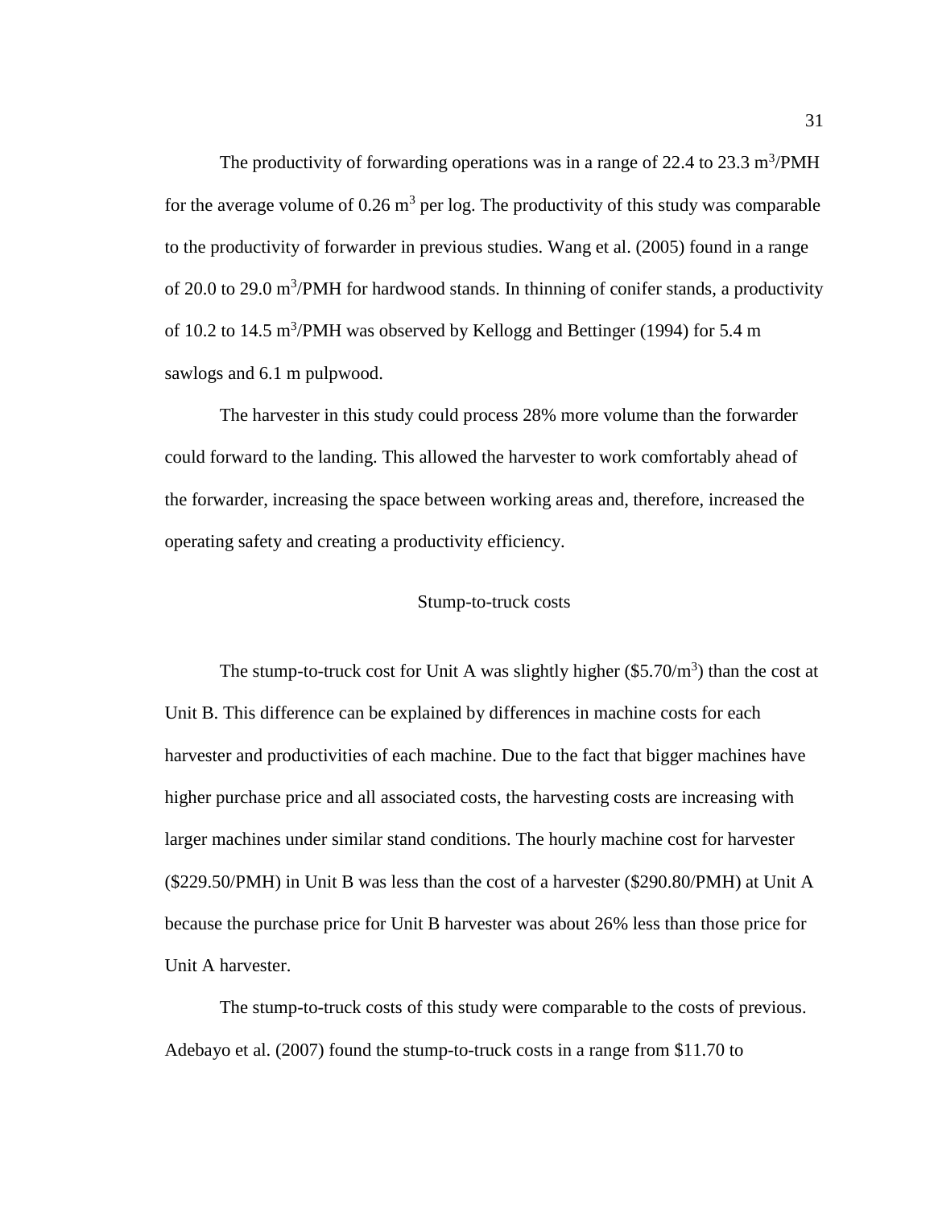The productivity of forwarding operations was in a range of 22.4 to 23.3 $m^3$/PMH for the average volume of 0.26 $m^3$ per log. The productivity of this study was comparable to the productivity of forwarder in previous studies. Wang et al. (2005) found in a range of 20.0 to 29.0 $m^3$/PMH for hardwood stands. In thinning of conifer stands, a productivity of 10.2 to 14.5 $m^3$/PMH was observed by Kellogg and Bettinger (1994) for 5.4 m sawlogs and 6.1 m pulpwood.

The harvester in this study could process 28% more volume than the forwarder could forward to the landing. This allowed the harvester to work comfortably ahead of the forwarder, increasing the space between working areas and, therefore, increased the operating safety and creating a productivity efficiency.

## Stump-to-truck costs

The stump-to-truck cost for Unit A was slightly higher ($5.70/$m^3$) than the cost at Unit B. This difference can be explained by differences in machine costs for each harvester and productivities of each machine. Due to the fact that bigger machines have higher purchase price and all associated costs, the harvesting costs are increasing with larger machines under similar stand conditions. The hourly machine cost for harvester ($229.50/PMH) in Unit B was less than the cost of a harvester ($290.80/PMH) at Unit A because the purchase price for Unit B harvester was about 26% less than those price for Unit A harvester.

The stump-to-truck costs of this study were comparable to the costs of previous. Adebayo et al. (2007) found the stump-to-truck costs in a range from $11.70 to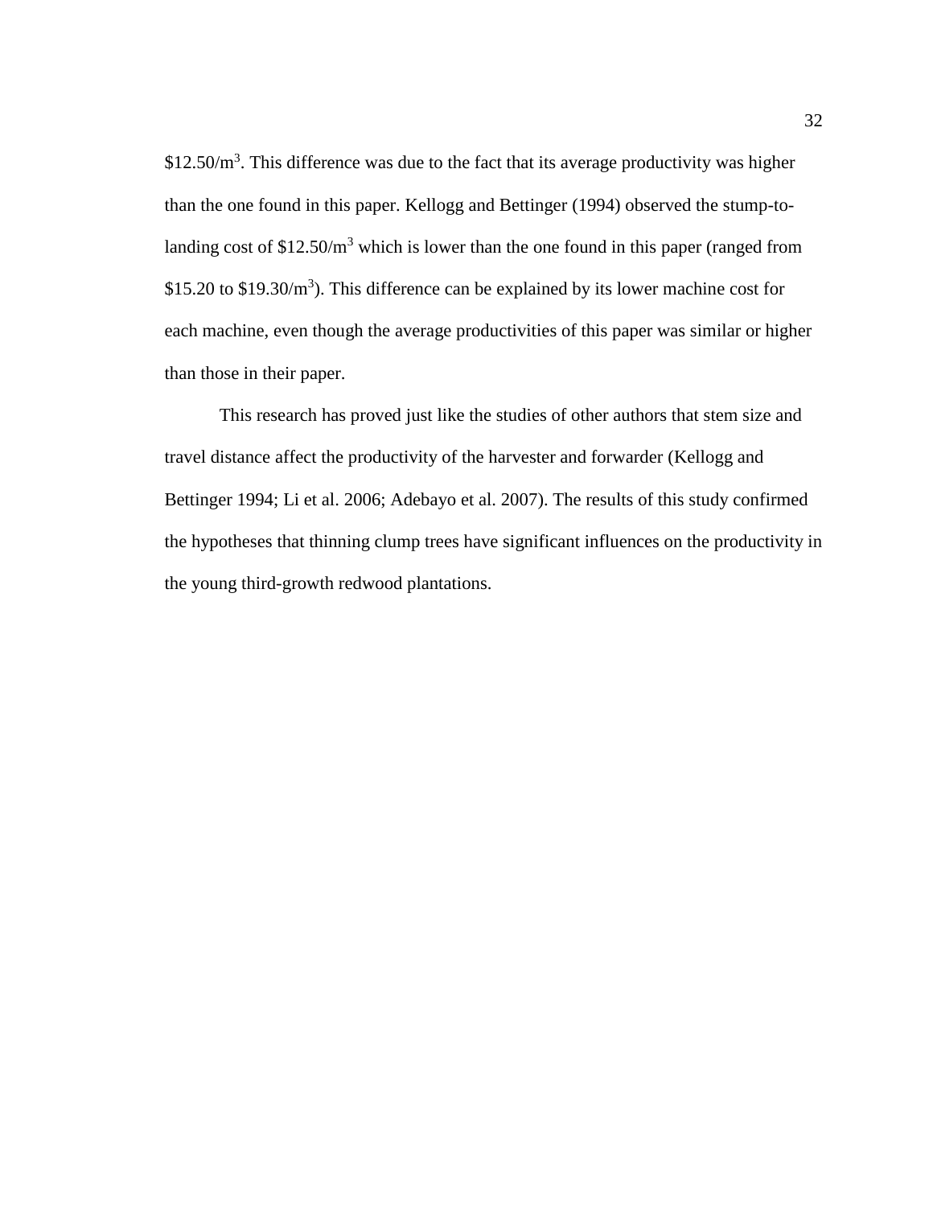$12.50/m^3$. This difference was due to the fact that its average productivity was higher than the one found in this paper. Kellogg and Bettinger (1994) observed the stump-to-landing cost of $12.50/m^3$ which is lower than the one found in this paper (ranged from $15.20 to $19.30/m^3$). This difference can be explained by its lower machine cost for each machine, even though the average productivities of this paper was similar or higher than those in their paper.

This research has proved just like the studies of other authors that stem size and travel distance affect the productivity of the harvester and forwarder (Kellogg and Bettinger 1994; Li et al. 2006; Adebayo et al. 2007). The results of this study confirmed the hypotheses that thinning clump trees have significant influences on the productivity in the young third-growth redwood plantations.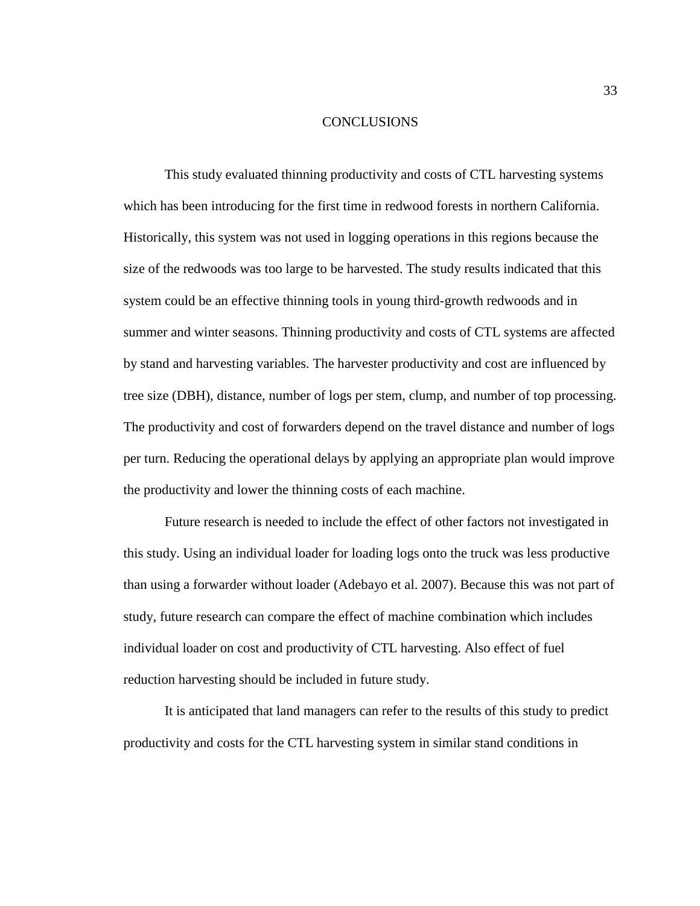# CONCLUSIONS

This study evaluated thinning productivity and costs of CTL harvesting systems which has been introducing for the first time in redwood forests in northern California. Historically, this system was not used in logging operations in this regions because the size of the redwoods was too large to be harvested. The study results indicated that this system could be an effective thinning tools in young third-growth redwoods and in summer and winter seasons. Thinning productivity and costs of CTL systems are affected by stand and harvesting variables. The harvester productivity and cost are influenced by tree size (DBH), distance, number of logs per stem, clump, and number of top processing. The productivity and cost of forwarders depend on the travel distance and number of logs per turn. Reducing the operational delays by applying an appropriate plan would improve the productivity and lower the thinning costs of each machine.

Future research is needed to include the effect of other factors not investigated in this study. Using an individual loader for loading logs onto the truck was less productive than using a forwarder without loader (Adebayo et al. 2007). Because this was not part of study, future research can compare the effect of machine combination which includes individual loader on cost and productivity of CTL harvesting. Also effect of fuel reduction harvesting should be included in future study.

It is anticipated that land managers can refer to the results of this study to predict productivity and costs for the CTL harvesting system in similar stand conditions in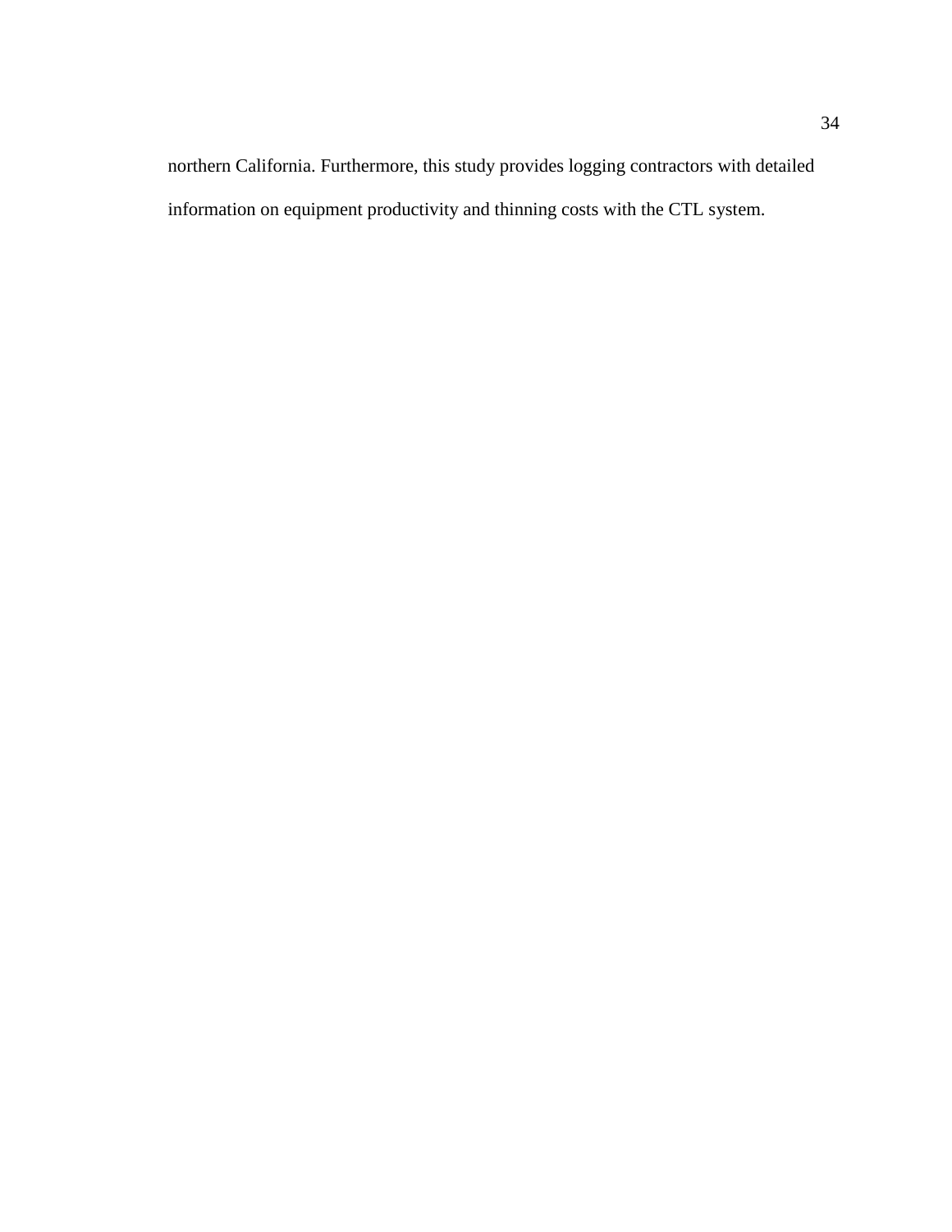northern California. Furthermore, this study provides logging contractors with detailed information on equipment productivity and thinning costs with the CTL system.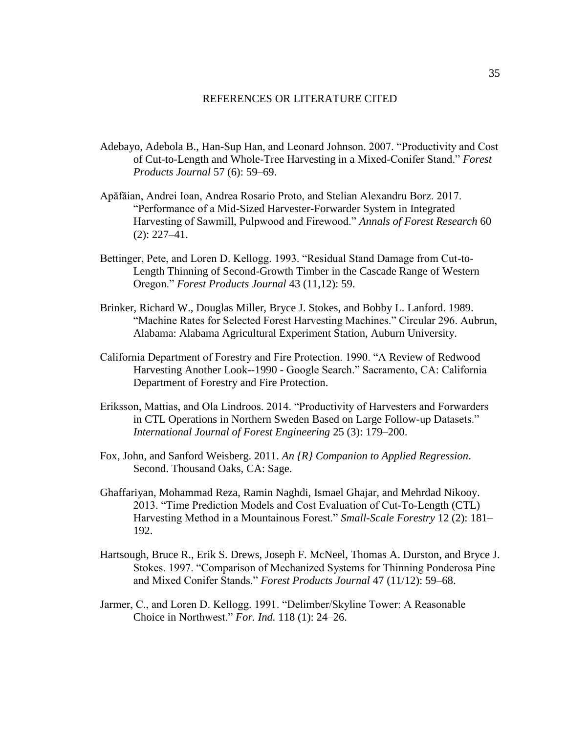# REFERENCES OR LITERATURE CITED

Adebayo, Adebola B., Han-Sup Han, and Leonard Johnson. 2007. "Productivity and Cost of Cut-to-Length and Whole-Tree Harvesting in a Mixed-Conifer Stand." *Forest Products Journal* 57 (6): 59–69.

Apăfăian, Andrei Ioan, Andrea Rosario Proto, and Stelian Alexandru Borz. 2017. "Performance of a Mid-Sized Harvester-Forwarder System in Integrated Harvesting of Sawmill, Pulpwood and Firewood." *Annals of Forest Research* 60 (2): 227–41.

Bettinger, Pete, and Loren D. Kellogg. 1993. "Residual Stand Damage from Cut-to-Length Thinning of Second-Growth Timber in the Cascade Range of Western Oregon." *Forest Products Journal* 43 (11,12): 59.

Brinker, Richard W., Douglas Miller, Bryce J. Stokes, and Bobby L. Lanford. 1989. "Machine Rates for Selected Forest Harvesting Machines." Circular 296. Aubrun, Alabama: Alabama Agricultural Experiment Station, Auburn University.

California Department of Forestry and Fire Protection. 1990. "A Review of Redwood Harvesting Another Look--1990 - Google Search." Sacramento, CA: California Department of Forestry and Fire Protection.

Eriksson, Mattias, and Ola Lindroos. 2014. "Productivity of Harvesters and Forwarders in CTL Operations in Northern Sweden Based on Large Follow-up Datasets." *International Journal of Forest Engineering* 25 (3): 179–200.

Fox, John, and Sanford Weisberg. 2011. *An {R} Companion to Applied Regression*. Second. Thousand Oaks, CA: Sage.

Ghaffariyan, Mohammad Reza, Ramin Naghdi, Ismael Ghajar, and Mehrdad Nikooy. 2013. "Time Prediction Models and Cost Evaluation of Cut-To-Length (CTL) Harvesting Method in a Mountainous Forest." *Small-Scale Forestry* 12 (2): 181–192.

Hartsough, Bruce R., Erik S. Drews, Joseph F. McNeel, Thomas A. Durston, and Bryce J. Stokes. 1997. "Comparison of Mechanized Systems for Thinning Ponderosa Pine and Mixed Conifer Stands." *Forest Products Journal* 47 (11/12): 59–68.

Jarmer, C., and Loren D. Kellogg. 1991. "Delimber/Skyline Tower: A Reasonable Choice in Northwest." *For. Ind.* 118 (1): 24–26.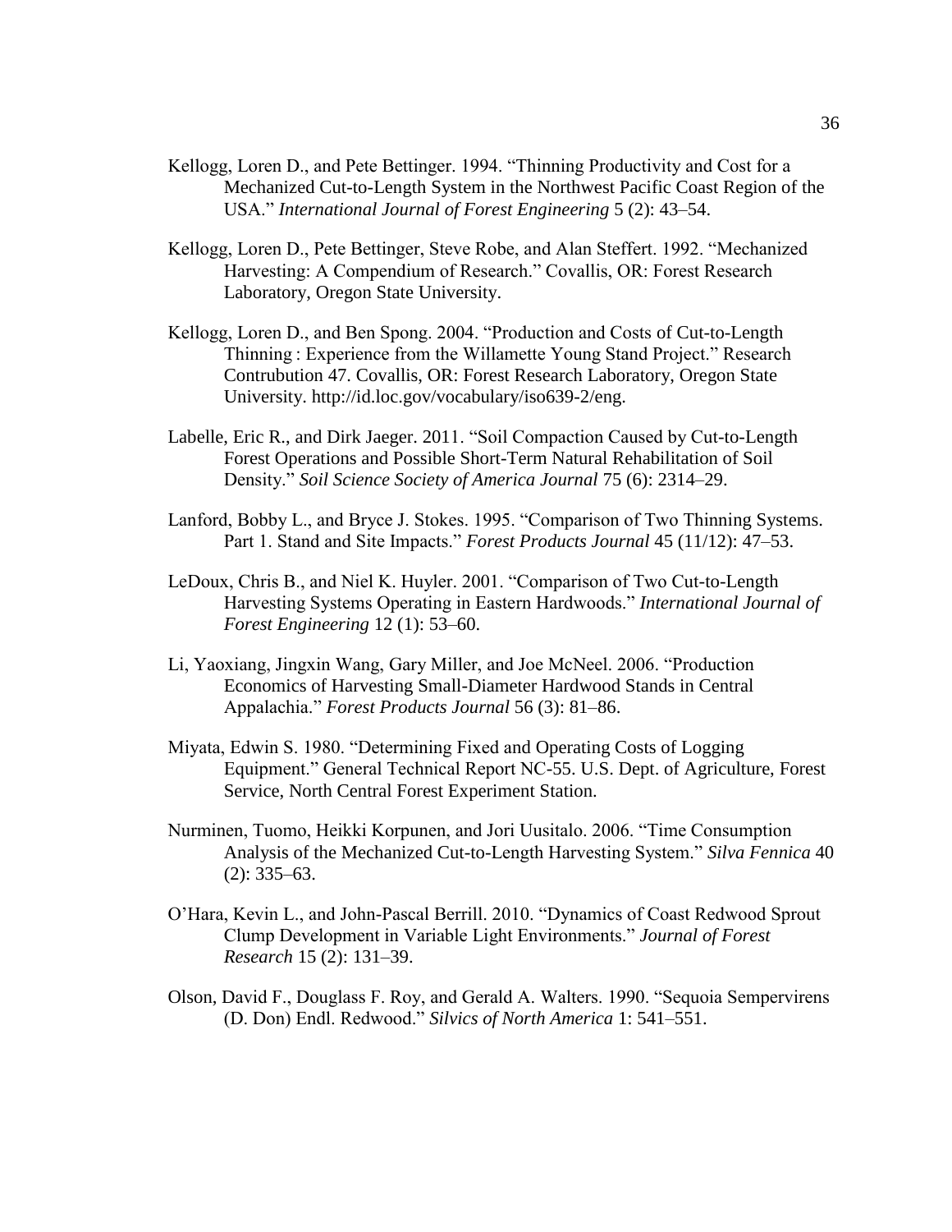Kellogg, Loren D., and Pete Bettinger. 1994. "Thinning Productivity and Cost for a Mechanized Cut-to-Length System in the Northwest Pacific Coast Region of the USA." *International Journal of Forest Engineering* 5 (2): 43–54.

Kellogg, Loren D., Pete Bettinger, Steve Robe, and Alan Steffert. 1992. "Mechanized Harvesting: A Compendium of Research." Covallis, OR: Forest Research Laboratory, Oregon State University.

Kellogg, Loren D., and Ben Spong. 2004. "Production and Costs of Cut-to-Length Thinning : Experience from the Willamette Young Stand Project." Research Contrubution 47. Covallis, OR: Forest Research Laboratory, Oregon State University. http://id.loc.gov/vocabulary/iso639-2/eng.

Labelle, Eric R., and Dirk Jaeger. 2011. "Soil Compaction Caused by Cut-to-Length Forest Operations and Possible Short-Term Natural Rehabilitation of Soil Density." *Soil Science Society of America Journal* 75 (6): 2314–29.

Lanford, Bobby L., and Bryce J. Stokes. 1995. "Comparison of Two Thinning Systems. Part 1. Stand and Site Impacts." *Forest Products Journal* 45 (11/12): 47–53.

LeDoux, Chris B., and Niel K. Huyler. 2001. "Comparison of Two Cut-to-Length Harvesting Systems Operating in Eastern Hardwoods." *International Journal of Forest Engineering* 12 (1): 53–60.

Li, Yaoxiang, Jingxin Wang, Gary Miller, and Joe McNeel. 2006. "Production Economics of Harvesting Small-Diameter Hardwood Stands in Central Appalachia." *Forest Products Journal* 56 (3): 81–86.

Miyata, Edwin S. 1980. "Determining Fixed and Operating Costs of Logging Equipment." General Technical Report NC-55. U.S. Dept. of Agriculture, Forest Service, North Central Forest Experiment Station.

Nurminen, Tuomo, Heikki Korpunen, and Jori Uusitalo. 2006. "Time Consumption Analysis of the Mechanized Cut-to-Length Harvesting System." *Silva Fennica* 40 (2): 335–63.

O'Hara, Kevin L., and John-Pascal Berrill. 2010. "Dynamics of Coast Redwood Sprout Clump Development in Variable Light Environments." *Journal of Forest Research* 15 (2): 131–39.

Olson, David F., Douglass F. Roy, and Gerald A. Walters. 1990. "Sequoia Sempervirens (D. Don) Endl. Redwood." *Silvics of North America* 1: 541–551.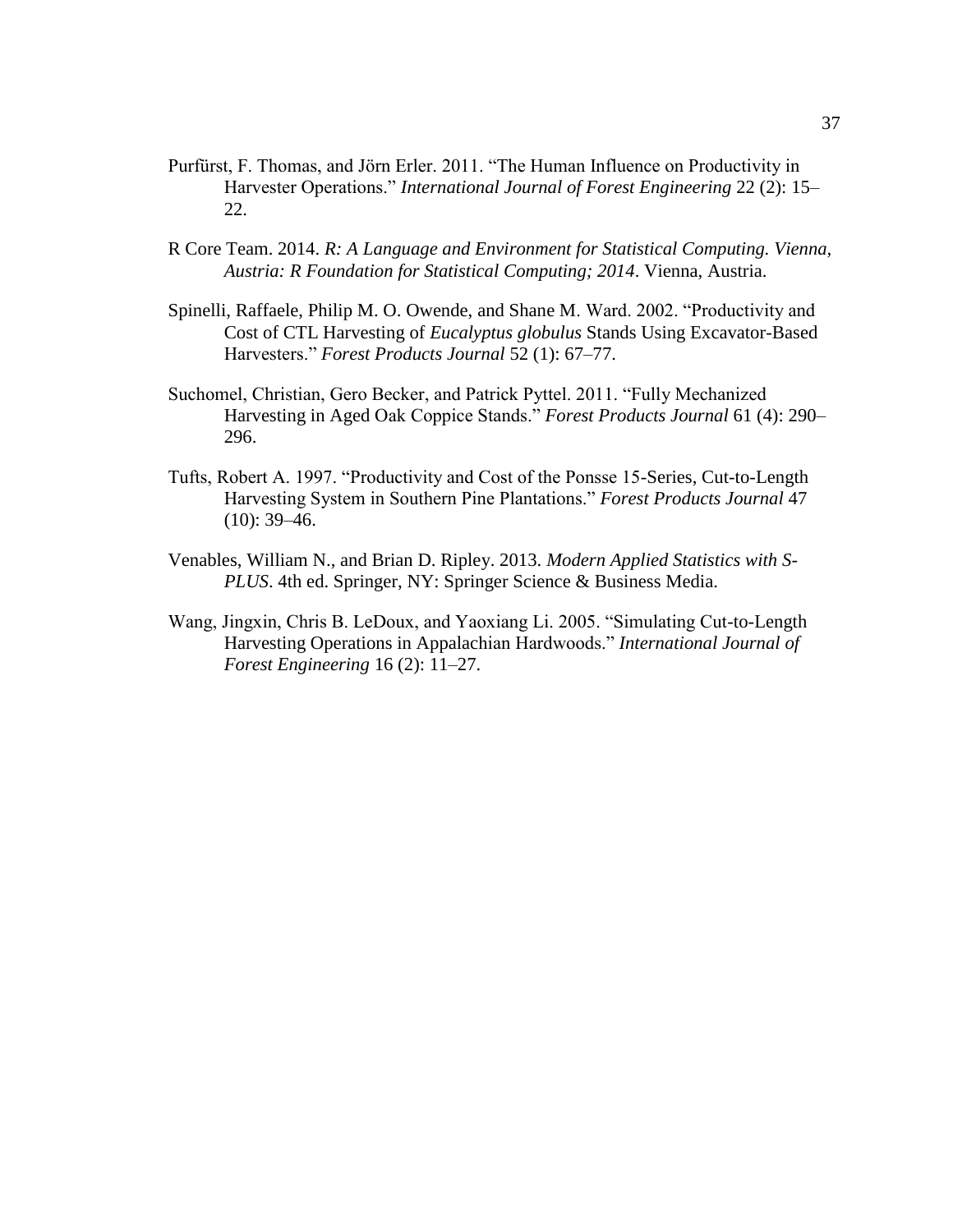Purfürst, F. Thomas, and Jörn Erler. 2011. "The Human Influence on Productivity in Harvester Operations." *International Journal of Forest Engineering* 22 (2): 15–22.

R Core Team. 2014. *R: A Language and Environment for Statistical Computing. Vienna, Austria: R Foundation for Statistical Computing; 2014*. Vienna, Austria.

Spinelli, Raffaele, Philip M. O. Owende, and Shane M. Ward. 2002. "Productivity and Cost of CTL Harvesting of *Eucalyptus globulus* Stands Using Excavator-Based Harvesters." *Forest Products Journal* 52 (1): 67–77.

Suchomel, Christian, Gero Becker, and Patrick Pyttel. 2011. "Fully Mechanized Harvesting in Aged Oak Coppice Stands." *Forest Products Journal* 61 (4): 290–296.

Tufts, Robert A. 1997. "Productivity and Cost of the Ponsse 15-Series, Cut-to-Length Harvesting System in Southern Pine Plantations." *Forest Products Journal* 47 (10): 39–46.

Venables, William N., and Brian D. Ripley. 2013. *Modern Applied Statistics with S-PLUS*. 4th ed. Springer, NY: Springer Science & Business Media.

Wang, Jingxin, Chris B. LeDoux, and Yaoxiang Li. 2005. "Simulating Cut-to-Length Harvesting Operations in Appalachian Hardwoods." *International Journal of Forest Engineering* 16 (2): 11–27.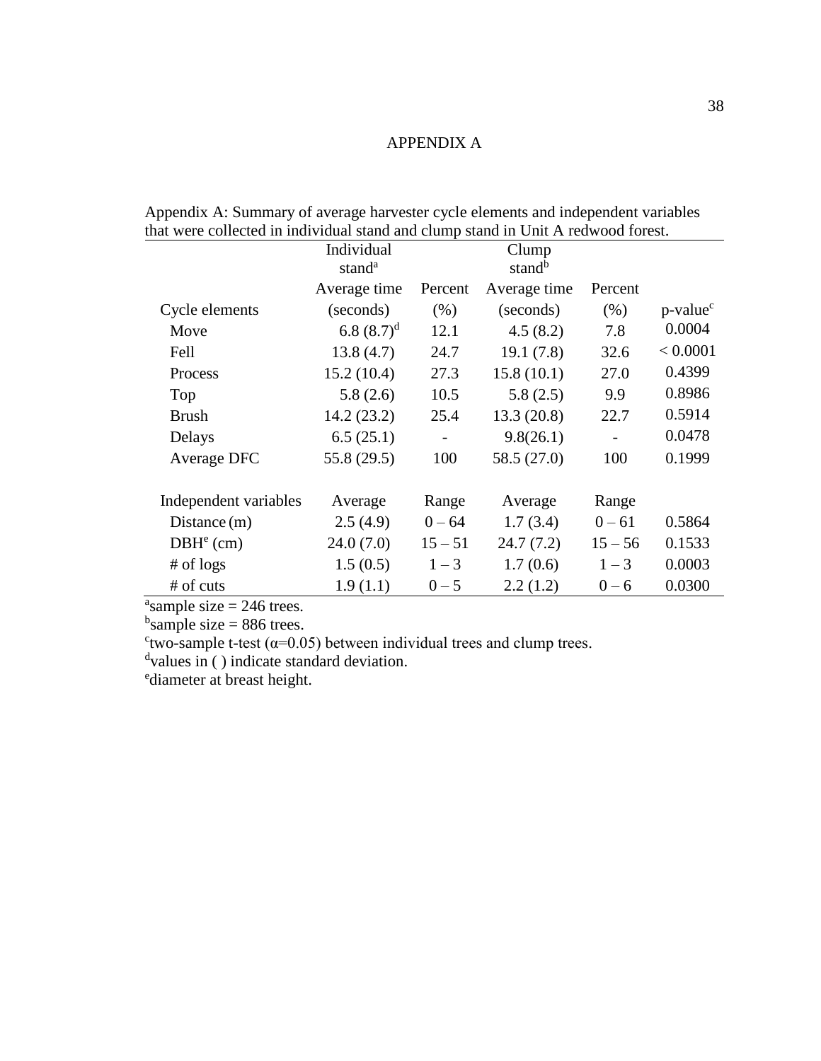# APPENDIX A

Appendix A: Summary of average harvester cycle elements and independent variables that were collected in individual stand and clump stand in Unit A redwood forest.

| | Individual stand[a] | | Clump stand[b] | | |
|---|---|---|---|---|---|
| | Average time | Percent | Average time | Percent | |
| Cycle elements | (seconds) | (%) | (seconds) | (%) | p-value[c] |
| Move | 6.8 (8.7)[d] | 12.1 | 4.5 (8.2) | 7.8 | 0.0004 |
| Fell | 13.8 (4.7) | 24.7 | 19.1 (7.8) | 32.6 | < 0.0001 |
| Process | 15.2 (10.4) | 27.3 | 15.8 (10.1) | 27.0 | 0.4399 |
| Top | 5.8 (2.6) | 10.5 | 5.8 (2.5) | 9.9 | 0.8986 |
| Brush | 14.2 (23.2) | 25.4 | 13.3 (20.8) | 22.7 | 0.5914 |
| Delays | 6.5 (25.1) | - | 9.8(26.1) | - | 0.0478 |
| Average DFC | 55.8 (29.5) | 100 | 58.5 (27.0) | 100 | 0.1999 |
| | | | | | |
| Independent variables | Average | Range | Average | Range | |
| Distance (m) | 2.5 (4.9) | 0 – 64 | 1.7 (3.4) | 0 – 61 | 0.5864 |
| DBH[e] (cm) | 24.0 (7.0) | 15 – 51 | 24.7 (7.2) | 15 – 56 | 0.1533 |
| # of logs | 1.5 (0.5) | 1 – 3 | 1.7 (0.6) | 1 – 3 | 0.0003 |
| # of cuts | 1.9 (1.1) | 0 – 5 | 2.2 (1.2) | 0 – 6 | 0.0300 |

[a]sample size = 246 trees.
[b]sample size = 886 trees.
[c]two-sample t-test ($\alpha$=0.05) between individual trees and clump trees.
[d]values in ( ) indicate standard deviation.
[e]diameter at breast height.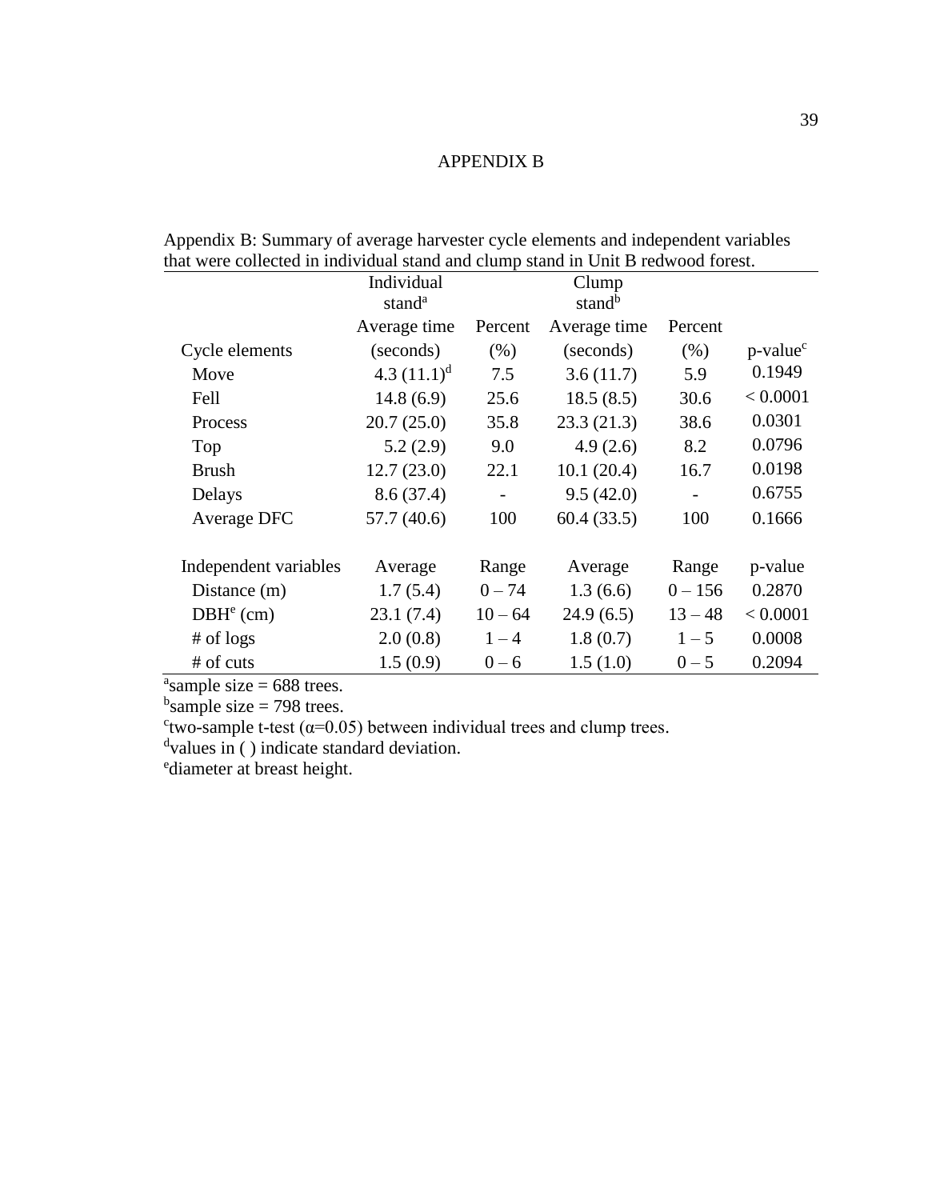# APPENDIX B

Appendix B: Summary of average harvester cycle elements and independent variables that were collected in individual stand and clump stand in Unit B redwood forest.

| | Individual stand[a] | | Clump stand[b] | | |
|---|---|---|---|---|---|
| | Average time | Percent | Average time | Percent | |
| Cycle elements | (seconds) | (%) | (seconds) | (%) | p-value[c] |
| Move | 4.3 (11.1)[d] | 7.5 | 3.6 (11.7) | 5.9 | 0.1949 |
| Fell | 14.8 (6.9) | 25.6 | 18.5 (8.5) | 30.6 | < 0.0001 |
| Process | 20.7 (25.0) | 35.8 | 23.3 (21.3) | 38.6 | 0.0301 |
| Top | 5.2 (2.9) | 9.0 | 4.9 (2.6) | 8.2 | 0.0796 |
| Brush | 12.7 (23.0) | 22.1 | 10.1 (20.4) | 16.7 | 0.0198 |
| Delays | 8.6 (37.4) | - | 9.5 (42.0) | - | 0.6755 |
| Average DFC | 57.7 (40.6) | 100 | 60.4 (33.5) | 100 | 0.1666 |
| | | | | | |
| Independent variables | Average | Range | Average | Range | p-value |
| Distance (m) | 1.7 (5.4) | 0 – 74 | 1.3 (6.6) | 0 – 156 | 0.2870 |
| DBH[e] (cm) | 23.1 (7.4) | 10 – 64 | 24.9 (6.5) | 13 – 48 | < 0.0001 |
| # of logs | 2.0 (0.8) | 1 – 4 | 1.8 (0.7) | 1 – 5 | 0.0008 |
| # of cuts | 1.5 (0.9) | 0 – 6 | 1.5 (1.0) | 0 – 5 | 0.2094 |

[a]sample size = 688 trees.
[b]sample size = 798 trees.
[c]two-sample t-test ($\alpha$=0.05) between individual trees and clump trees.
[d]values in ( ) indicate standard deviation.
[e]diameter at breast height.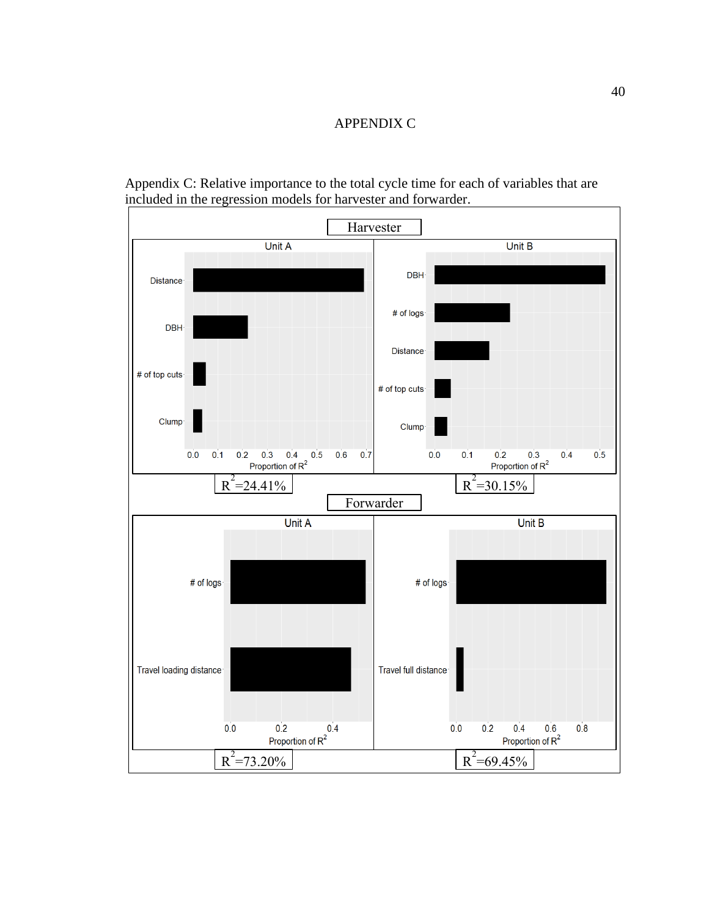# APPENDIX C

Appendix C: Relative importance to the total cycle time for each of variables that are included in the regression models for harvester and forwarder.

Harvester

Unit A | Unit B

$R^2$=24.41% | $R^2$=30.15%

Forwarder

Unit A | Unit B

$R^2$=73.20% | $R^2$=69.45%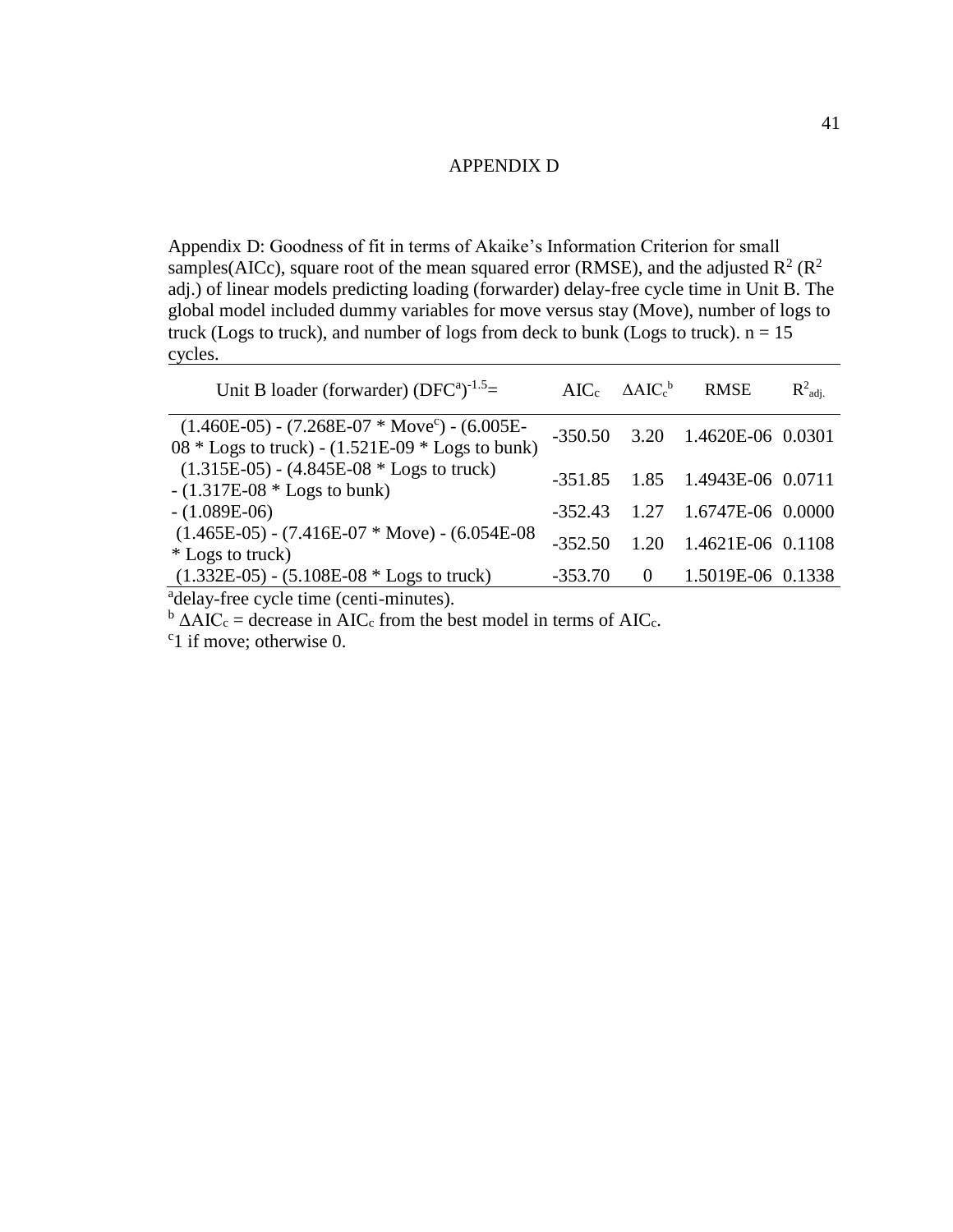# APPENDIX D

Appendix D: Goodness of fit in terms of Akaike's Information Criterion for small samples(AICc), square root of the mean squared error (RMSE), and the adjusted $R^2$ ($R^2$ adj.) of linear models predicting loading (forwarder) delay-free cycle time in Unit B. The global model included dummy variables for move versus stay (Move), number of logs to truck (Logs to truck), and number of logs from deck to bunk (Logs to truck). n = 15 cycles.

| Unit B loader (forwarder) $(DFC^{a})^{-1.5}$= | $AIC_c$ | $\Delta AIC_c$[b] | RMSE | $R^2_{adj.}$ |
|---|---|---|---|---|
| (1.460E-05) - (7.268E-07 * Move[c]) - (6.005E-08 * Logs to truck) - (1.521E-09 * Logs to bunk) | -350.50 | 3.20 | 1.4620E-06 | 0.0301 |
| (1.315E-05) - (4.845E-08 * Logs to truck) - (1.317E-08 * Logs to bunk) | -351.85 | 1.85 | 1.4943E-06 | 0.0711 |
| - (1.089E-06) | -352.43 | 1.27 | 1.6747E-06 | 0.0000 |
| (1.465E-05) - (7.416E-07 * Move) - (6.054E-08 * Logs to truck) | -352.50 | 1.20 | 1.4621E-06 | 0.1108 |
| (1.332E-05) - (5.108E-08 * Logs to truck) | -353.70 | 0 | 1.5019E-06 | 0.1338 |

[a]delay-free cycle time (centi-minutes).

[b] $\Delta AIC_c$ = decrease in $AIC_c$ from the best model in terms of $AIC_c$.

[c]1 if move; otherwise 0.